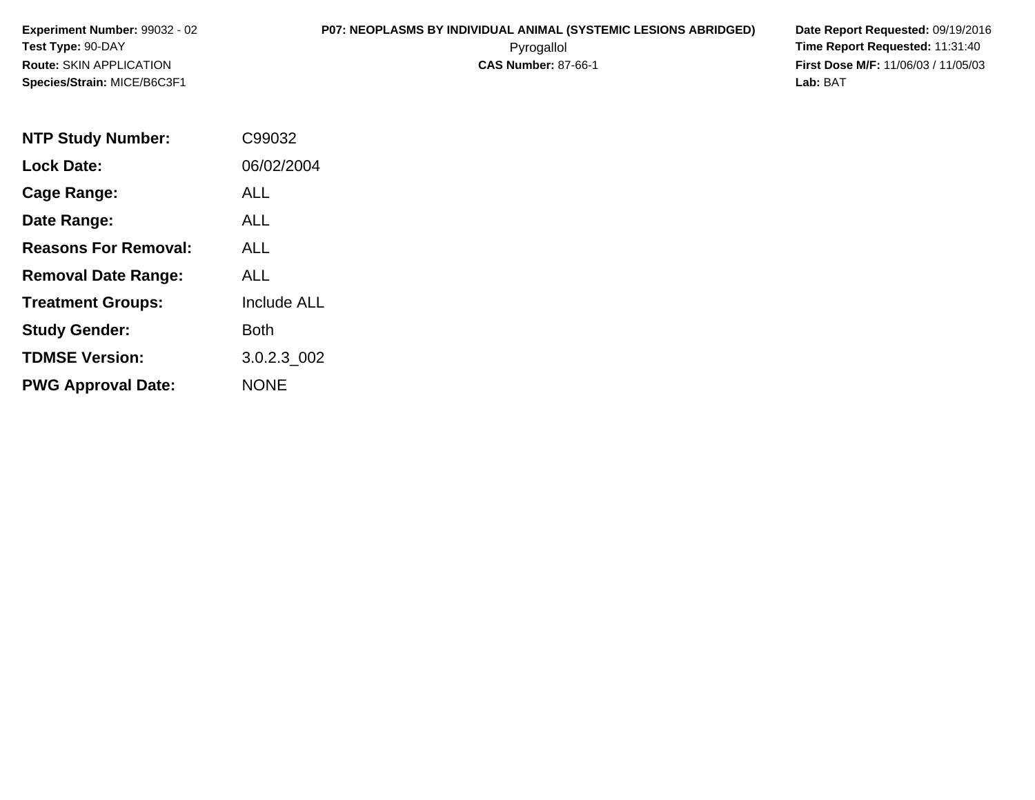**Experiment Number:** 99032 - 02
**Test Type:** 90-DAY
**Route:** SKIN APPLICATION
**Species/Strain:** MICE/B6C3F1

**P07: NEOPLASMS BY INDIVIDUAL ANIMAL (SYSTEMIC LESIONS ABRIDGED)**
Pyrogallol
**CAS Number:** 87-66-1

**Date Report Requested:** 09/19/2016
**Time Report Requested:** 11:31:40
**First Dose M/F:** 11/06/03 / 11/05/03
**Lab:** BAT

| | |
|---|---|
| **NTP Study Number:** | C99032 |
| **Lock Date:** | 06/02/2004 |
| **Cage Range:** | ALL |
| **Date Range:** | ALL |
| **Reasons For Removal:** | ALL |
| **Removal Date Range:** | ALL |
| **Treatment Groups:** | Include ALL |
| **Study Gender:** | Both |
| **TDMSE Version:** | 3.0.2.3_002 |
| **PWG Approval Date:** | NONE |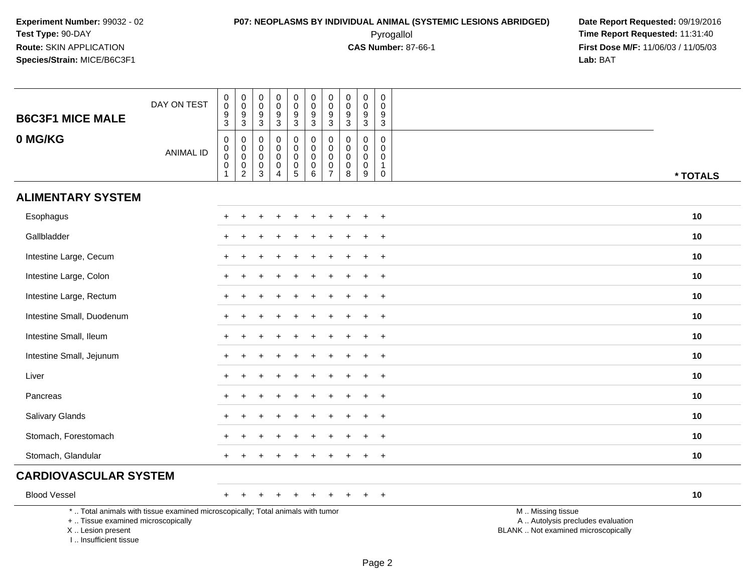**Experiment Number:** 99032 - 02
**Test Type:** 90-DAY
**Route:** SKIN APPLICATION
**Species/Strain:** MICE/B6C3F1

**P07: NEOPLASMS BY INDIVIDUAL ANIMAL (SYSTEMIC LESIONS ABRIDGED)**
Pyrogallol
**CAS Number:** 87-66-1

**Date Report Requested:** 09/19/2016
**Time Report Requested:** 11:31:40
**First Dose M/F:** 11/06/03 / 11/05/03
**Lab:** BAT

## B6C3F1 MICE MALE
## 0 MG/KG

| | | | | | | | | | | | |
|---|---|---|---|---|---|---|---|---|---|---|---|
| DAY ON TEST | 0093 | 0093 | 0093 | 0093 | 0093 | 0093 | 0093 | 0093 | 0093 | 0093 | |
| ANIMAL ID | 00001 | 00002 | 00003 | 00004 | 00005 | 00006 | 00007 | 00008 | 00009 | 00010 | * TOTALS |
| **ALIMENTARY SYSTEM** | | | | | | | | | | | |
| Esophagus | + | + | + | + | + | + | + | + | + | + | 10 |
| Gallbladder | + | + | + | + | + | + | + | + | + | + | 10 |
| Intestine Large, Cecum | + | + | + | + | + | + | + | + | + | + | 10 |
| Intestine Large, Colon | + | + | + | + | + | + | + | + | + | + | 10 |
| Intestine Large, Rectum | + | + | + | + | + | + | + | + | + | + | 10 |
| Intestine Small, Duodenum | + | + | + | + | + | + | + | + | + | + | 10 |
| Intestine Small, Ileum | + | + | + | + | + | + | + | + | + | + | 10 |
| Intestine Small, Jejunum | + | + | + | + | + | + | + | + | + | + | 10 |
| Liver | + | + | + | + | + | + | + | + | + | + | 10 |
| Pancreas | + | + | + | + | + | + | + | + | + | + | 10 |
| Salivary Glands | + | + | + | + | + | + | + | + | + | + | 10 |
| Stomach, Forestomach | + | + | + | + | + | + | + | + | + | + | 10 |
| Stomach, Glandular | + | + | + | + | + | + | + | + | + | + | 10 |
| **CARDIOVASCULAR SYSTEM** | | | | | | | | | | | |
| Blood Vessel | + | + | + | + | + | + | + | + | + | + | 10 |

* .. Total animals with tissue examined microscopically; Total animals with tumor
+ .. Tissue examined microscopically
X .. Lesion present
I .. Insufficient tissue

M .. Missing tissue
A .. Autolysis precludes evaluation
BLANK .. Not examined microscopically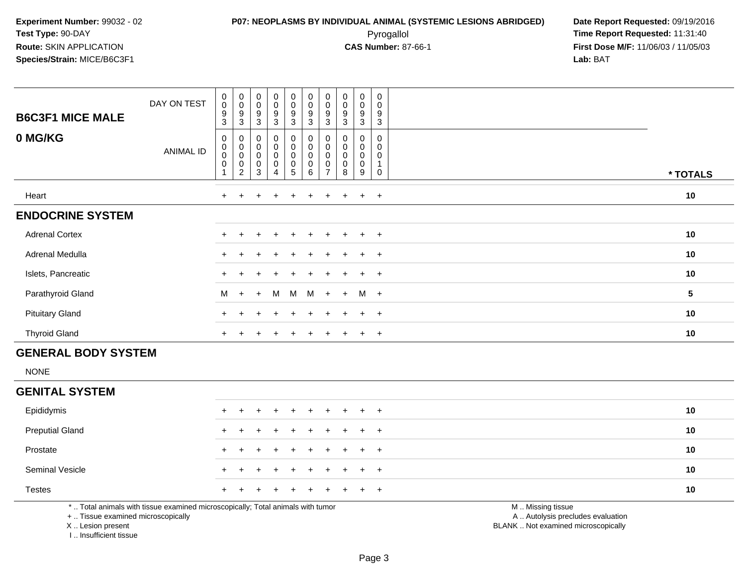**Experiment Number:** 99032 - 02
**Test Type:** 90-DAY
**Route:** SKIN APPLICATION
**Species/Strain:** MICE/B6C3F1

**P07: NEOPLASMS BY INDIVIDUAL ANIMAL (SYSTEMIC LESIONS ABRIDGED)**
Pyrogallol
**CAS Number:** 87-66-1

**Date Report Requested:** 09/19/2016
**Time Report Requested:** 11:31:40
**First Dose M/F:** 11/06/03 / 11/05/03
**Lab:** BAT

| B6C3F1 MICE MALE / 0 MG/KG | | | | | | | | | | | |
|---|---|---|---|---|---|---|---|---|---|---|---|
| DAY ON TEST | 0093 | 0093 | 0093 | 0093 | 0093 | 0093 | 0093 | 0093 | 0093 | 0093 | |
| ANIMAL ID | 00001 | 00002 | 00003 | 00004 | 00005 | 00006 | 00007 | 00008 | 00009 | 00010 | * TOTALS |
| Heart | + | + | + | + | + | + | + | + | + | + | 10 |
| **ENDOCRINE SYSTEM** | | | | | | | | | | | |
| Adrenal Cortex | + | + | + | + | + | + | + | + | + | + | 10 |
| Adrenal Medulla | + | + | + | + | + | + | + | + | + | + | 10 |
| Islets, Pancreatic | + | + | + | + | + | + | + | + | + | + | 10 |
| Parathyroid Gland | M | + | + | M | M | M | + | + | M | + | 5 |
| Pituitary Gland | + | + | + | + | + | + | + | + | + | + | 10 |
| Thyroid Gland | + | + | + | + | + | + | + | + | + | + | 10 |
| **GENERAL BODY SYSTEM** | | | | | | | | | | | |
| NONE | | | | | | | | | | | |
| **GENITAL SYSTEM** | | | | | | | | | | | |
| Epididymis | + | + | + | + | + | + | + | + | + | + | 10 |
| Preputial Gland | + | + | + | + | + | + | + | + | + | + | 10 |
| Prostate | + | + | + | + | + | + | + | + | + | + | 10 |
| Seminal Vesicle | + | + | + | + | + | + | + | + | + | + | 10 |
| Testes | + | + | + | + | + | + | + | + | + | + | 10 |

* .. Total animals with tissue examined microscopically; Total animals with tumor
+ .. Tissue examined microscopically
X .. Lesion present
I .. Insufficient tissue

M .. Missing tissue
A .. Autolysis precludes evaluation
BLANK .. Not examined microscopically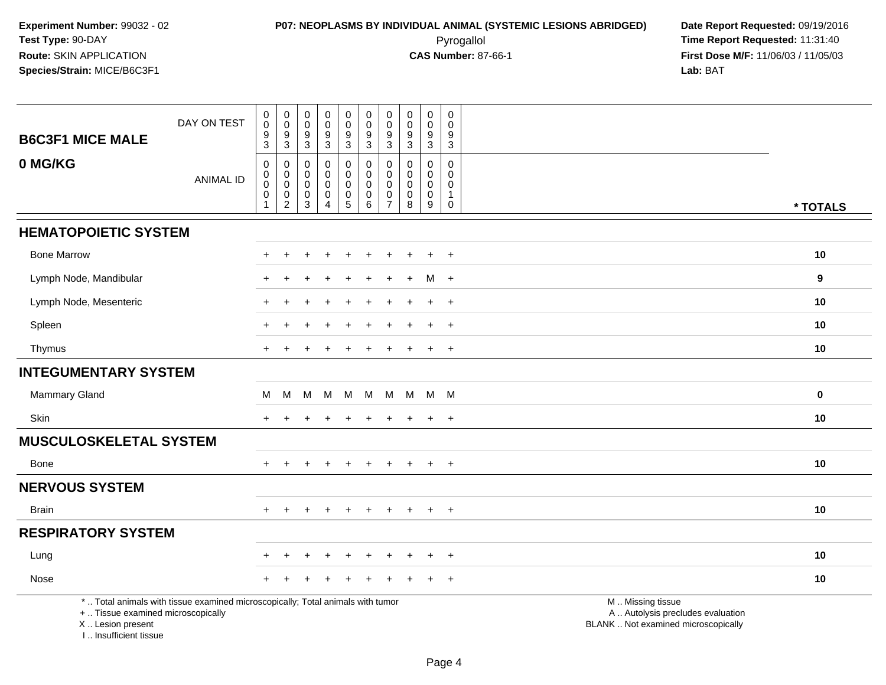**Experiment Number:** 99032 - 02
**Test Type:** 90-DAY
**Route:** SKIN APPLICATION
**Species/Strain:** MICE/B6C3F1

**P07: NEOPLASMS BY INDIVIDUAL ANIMAL (SYSTEMIC LESIONS ABRIDGED)**
Pyrogallol
**CAS Number:** 87-66-1

**Date Report Requested:** 09/19/2016
**Time Report Requested:** 11:31:40
**First Dose M/F:** 11/06/03 / 11/05/03
**Lab:** BAT

## B6C3F1 MICE MALE

## 0 MG/KG

| DAY ON TEST | 0093 | 0093 | 0093 | 0093 | 0093 | 0093 | 0093 | 0093 | 0093 | 0093 | |
|---|---|---|---|---|---|---|---|---|---|---|---|
| ANIMAL ID | 00001 | 00002 | 00003 | 00004 | 00005 | 00006 | 00007 | 00008 | 00009 | 00010 | * TOTALS |
| **HEMATOPOIETIC SYSTEM** | | | | | | | | | | | |
| Bone Marrow | + | + | + | + | + | + | + | + | + | + | 10 |
| Lymph Node, Mandibular | + | + | + | + | + | + | + | + | M | + | 9 |
| Lymph Node, Mesenteric | + | + | + | + | + | + | + | + | + | + | 10 |
| Spleen | + | + | + | + | + | + | + | + | + | + | 10 |
| Thymus | + | + | + | + | + | + | + | + | + | + | 10 |
| **INTEGUMENTARY SYSTEM** | | | | | | | | | | | |
| Mammary Gland | M | M | M | M | M | M | M | M | M | M | 0 |
| Skin | + | + | + | + | + | + | + | + | + | + | 10 |
| **MUSCULOSKELETAL SYSTEM** | | | | | | | | | | | |
| Bone | + | + | + | + | + | + | + | + | + | + | 10 |
| **NERVOUS SYSTEM** | | | | | | | | | | | |
| Brain | + | + | + | + | + | + | + | + | + | + | 10 |
| **RESPIRATORY SYSTEM** | | | | | | | | | | | |
| Lung | + | + | + | + | + | + | + | + | + | + | 10 |
| Nose | + | + | + | + | + | + | + | + | + | + | 10 |

* .. Total animals with tissue examined microscopically; Total animals with tumor
+ .. Tissue examined microscopically
X .. Lesion present
I .. Insufficient tissue

M .. Missing tissue
A .. Autolysis precludes evaluation
BLANK .. Not examined microscopically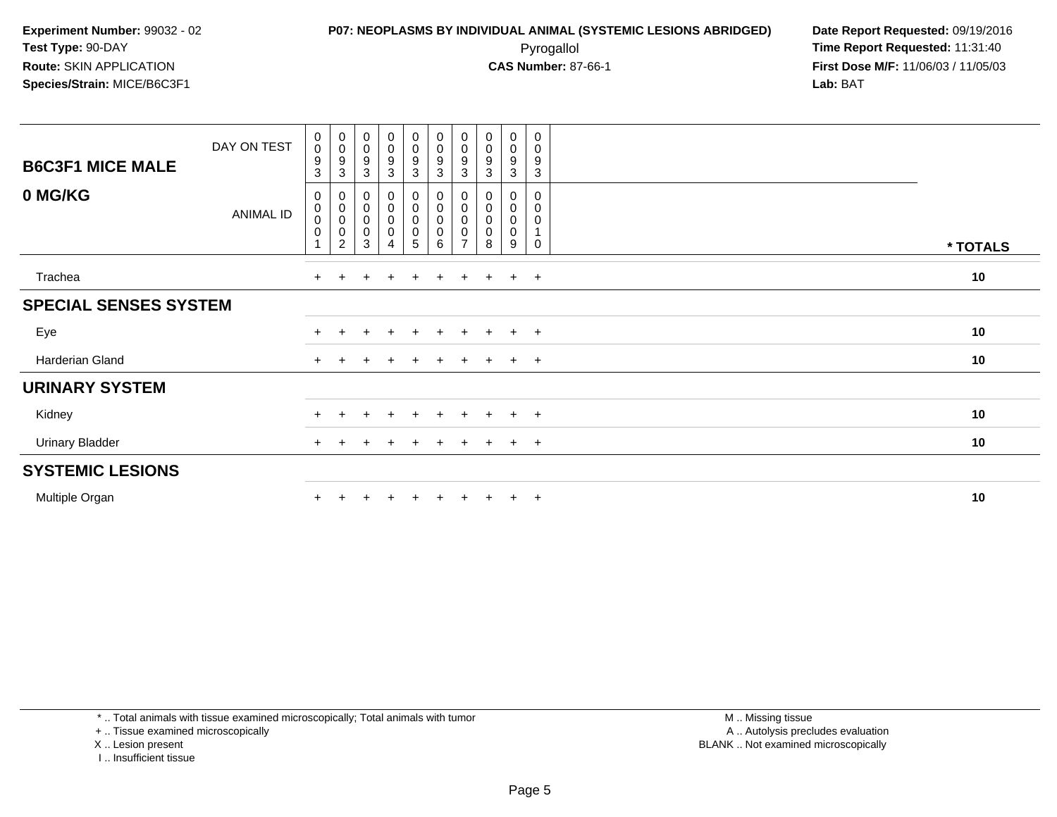**Experiment Number:** 99032 - 02
**Test Type:** 90-DAY
**Route:** SKIN APPLICATION
**Species/Strain:** MICE/B6C3F1

**P07: NEOPLASMS BY INDIVIDUAL ANIMAL (SYSTEMIC LESIONS ABRIDGED)**
Pyrogallol
**CAS Number:** 87-66-1

**Date Report Requested:** 09/19/2016
**Time Report Requested:** 11:31:40
**First Dose M/F:** 11/06/03 / 11/05/03
**Lab:** BAT

| B6C3F1 MICE MALE 0 MG/KG | DAY ON TEST | 0093 | 0093 | 0093 | 0093 | 0093 | 0093 | 0093 | 0093 | 0093 | 0093 | |
|---|---|---|---|---|---|---|---|---|---|---|---|---|
| | ANIMAL ID | 00001 | 00002 | 00003 | 00004 | 00005 | 00006 | 00007 | 00008 | 00009 | 00010 | * TOTALS |
| Trachea | | + | + | + | + | + | + | + | + | + | + | 10 |
| **SPECIAL SENSES SYSTEM** | | | | | | | | | | | | |
| Eye | | + | + | + | + | + | + | + | + | + | + | 10 |
| Harderian Gland | | + | + | + | + | + | + | + | + | + | + | 10 |
| **URINARY SYSTEM** | | | | | | | | | | | | |
| Kidney | | + | + | + | + | + | + | + | + | + | + | 10 |
| Urinary Bladder | | + | + | + | + | + | + | + | + | + | + | 10 |
| **SYSTEMIC LESIONS** | | | | | | | | | | | | |
| Multiple Organ | | + | + | + | + | + | + | + | + | + | + | 10 |

* .. Total animals with tissue examined microscopically; Total animals with tumor
+ .. Tissue examined microscopically
X .. Lesion present
I .. Insufficient tissue

M .. Missing tissue
A .. Autolysis precludes evaluation
BLANK .. Not examined microscopically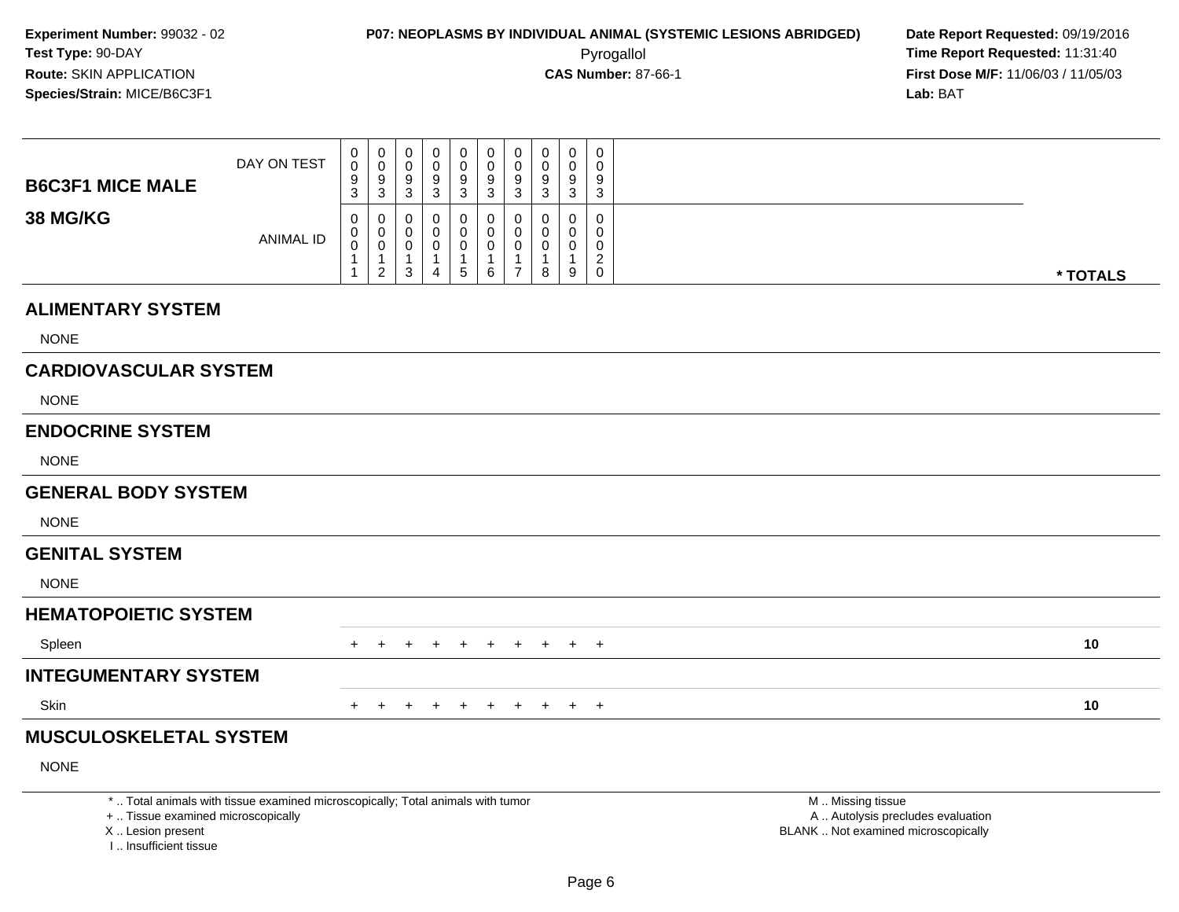**Experiment Number:** 99032 - 02
**Test Type:** 90-DAY
**Route:** SKIN APPLICATION
**Species/Strain:** MICE/B6C3F1

**P07: NEOPLASMS BY INDIVIDUAL ANIMAL (SYSTEMIC LESIONS ABRIDGED)**
Pyrogallol
**CAS Number:** 87-66-1

**Date Report Requested:** 09/19/2016
**Time Report Requested:** 11:31:40
**First Dose M/F:** 11/06/03 / 11/05/03
**Lab:** BAT

| B6C3F1 MICE MALE 38 MG/KG | | | | | | | | | | | |
|---|---|---|---|---|---|---|---|---|---|---|---|
| DAY ON TEST | 0093 | 0093 | 0093 | 0093 | 0093 | 0093 | 0093 | 0093 | 0093 | 0093 | |
| ANIMAL ID | 00011 | 00012 | 00013 | 00014 | 00015 | 00016 | 00017 | 00018 | 00019 | 00020 | * TOTALS |
| **ALIMENTARY SYSTEM** | | | | | | | | | | | |
| NONE | | | | | | | | | | | |
| **CARDIOVASCULAR SYSTEM** | | | | | | | | | | | |
| NONE | | | | | | | | | | | |
| **ENDOCRINE SYSTEM** | | | | | | | | | | | |
| NONE | | | | | | | | | | | |
| **GENERAL BODY SYSTEM** | | | | | | | | | | | |
| NONE | | | | | | | | | | | |
| **GENITAL SYSTEM** | | | | | | | | | | | |
| NONE | | | | | | | | | | | |
| **HEMATOPOIETIC SYSTEM** | | | | | | | | | | | |
| Spleen | + | + | + | + | + | + | + | + | + | + | 10 |
| **INTEGUMENTARY SYSTEM** | | | | | | | | | | | |
| Skin | + | + | + | + | + | + | + | + | + | + | 10 |
| **MUSCULOSKELETAL SYSTEM** | | | | | | | | | | | |
| NONE | | | | | | | | | | | |

* .. Total animals with tissue examined microscopically; Total animals with tumor
+ .. Tissue examined microscopically
X .. Lesion present
I .. Insufficient tissue

M .. Missing tissue
A .. Autolysis precludes evaluation
BLANK .. Not examined microscopically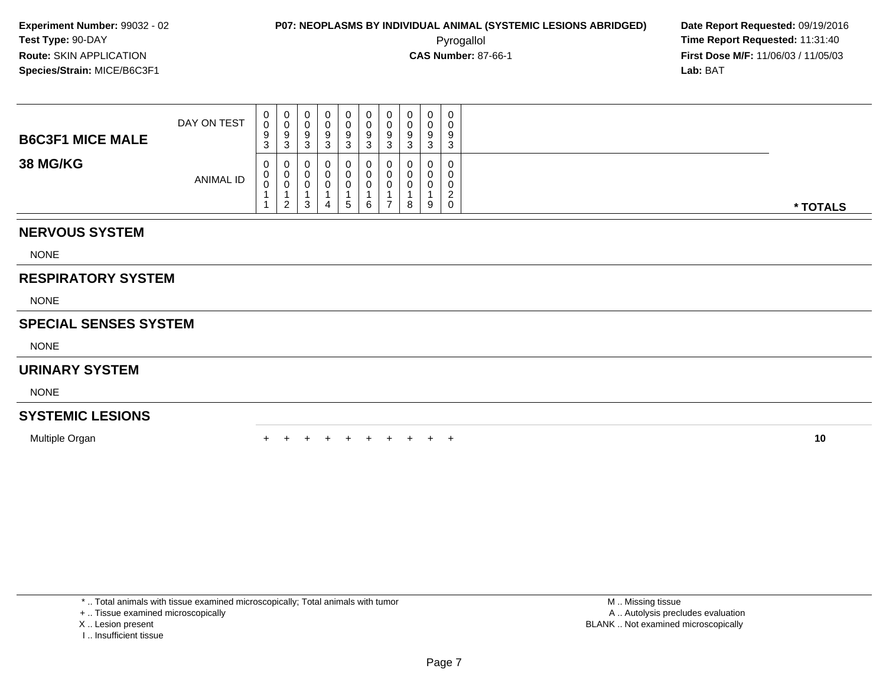**Experiment Number:** 99032 - 02
**Test Type:** 90-DAY
**Route:** SKIN APPLICATION
**Species/Strain:** MICE/B6C3F1

**P07: NEOPLASMS BY INDIVIDUAL ANIMAL (SYSTEMIC LESIONS ABRIDGED)**
Pyrogallol
**CAS Number:** 87-66-1

**Date Report Requested:** 09/19/2016
**Time Report Requested:** 11:31:40
**First Dose M/F:** 11/06/03 / 11/05/03
**Lab:** BAT

| B6C3F1 MICE MALE 38 MG/KG | | | | | | | | | | | |
|---|---|---|---|---|---|---|---|---|---|---|---|
| DAY ON TEST | 0093 | 0093 | 0093 | 0093 | 0093 | 0093 | 0093 | 0093 | 0093 | 0093 | |
| ANIMAL ID | 00011 | 00012 | 00013 | 00014 | 00015 | 00016 | 00017 | 00018 | 00019 | 00020 | * TOTALS |
| **NERVOUS SYSTEM** | | | | | | | | | | | |
| NONE | | | | | | | | | | | |
| **RESPIRATORY SYSTEM** | | | | | | | | | | | |
| NONE | | | | | | | | | | | |
| **SPECIAL SENSES SYSTEM** | | | | | | | | | | | |
| NONE | | | | | | | | | | | |
| **URINARY SYSTEM** | | | | | | | | | | | |
| NONE | | | | | | | | | | | |
| **SYSTEMIC LESIONS** | | | | | | | | | | | |
| Multiple Organ | + | + | + | + | + | + | + | + | + | + | 10 |

* .. Total animals with tissue examined microscopically; Total animals with tumor
+ .. Tissue examined microscopically
X .. Lesion present
I .. Insufficient tissue

M .. Missing tissue
A .. Autolysis precludes evaluation
BLANK .. Not examined microscopically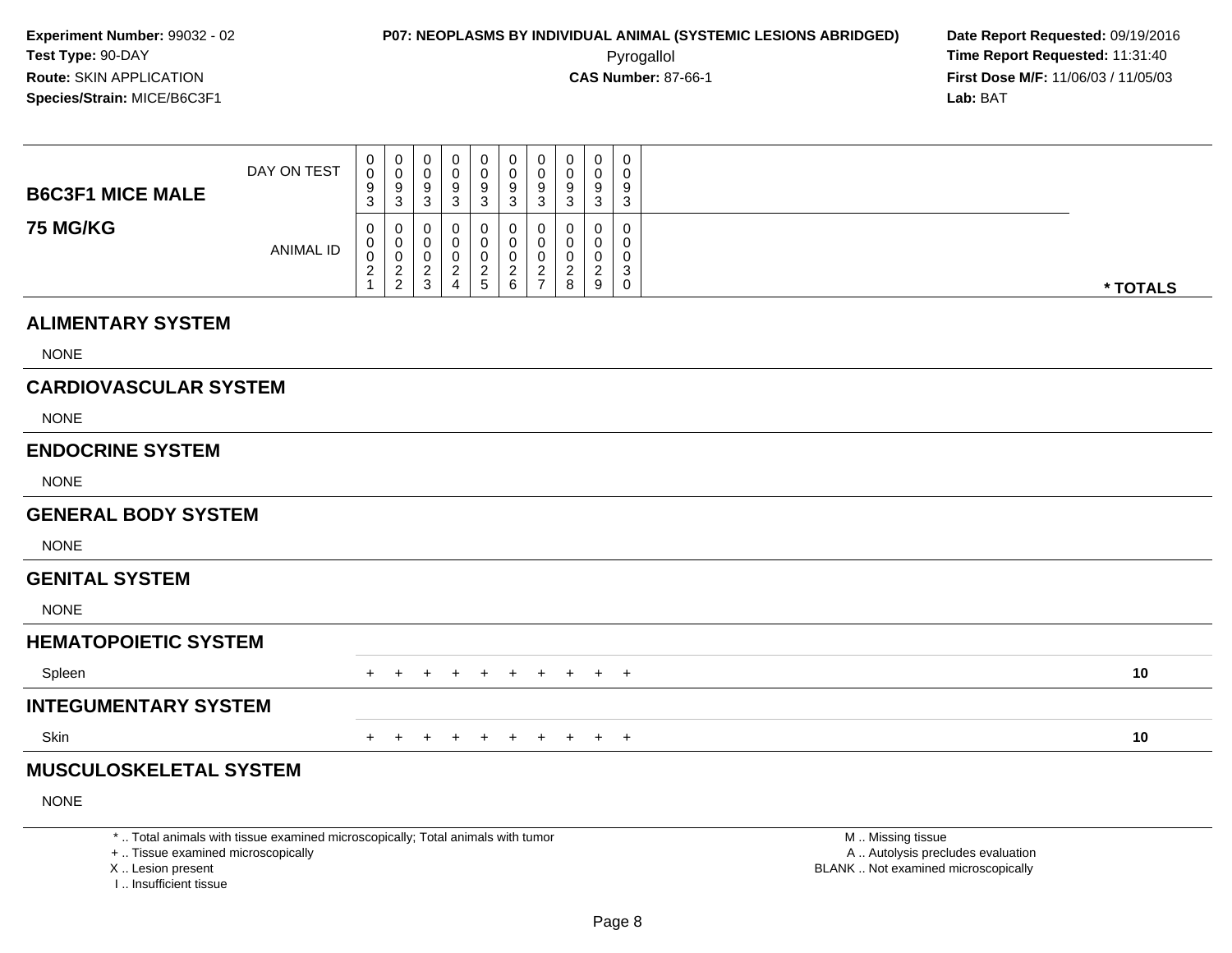**Experiment Number:** 99032 - 02
**Test Type:** 90-DAY
**Route:** SKIN APPLICATION
**Species/Strain:** MICE/B6C3F1

**P07: NEOPLASMS BY INDIVIDUAL ANIMAL (SYSTEMIC LESIONS ABRIDGED)**
Pyrogallol
**CAS Number:** 87-66-1

**Date Report Requested:** 09/19/2016
**Time Report Requested:** 11:31:40
**First Dose M/F:** 11/06/03 / 11/05/03
**Lab:** BAT

## B6C3F1 MICE MALE 75 MG/KG

| | | | | | | | | | | | |
|---|---|---|---|---|---|---|---|---|---|---|---|
| DAY ON TEST | 0093 | 0093 | 0093 | 0093 | 0093 | 0093 | 0093 | 0093 | 0093 | 0093 | |
| ANIMAL ID | 00021 | 00022 | 00023 | 00024 | 00025 | 00026 | 00027 | 00028 | 00029 | 00030 | * TOTALS |
| **ALIMENTARY SYSTEM** | | | | | | | | | | | |
| NONE | | | | | | | | | | | |
| **CARDIOVASCULAR SYSTEM** | | | | | | | | | | | |
| NONE | | | | | | | | | | | |
| **ENDOCRINE SYSTEM** | | | | | | | | | | | |
| NONE | | | | | | | | | | | |
| **GENERAL BODY SYSTEM** | | | | | | | | | | | |
| NONE | | | | | | | | | | | |
| **GENITAL SYSTEM** | | | | | | | | | | | |
| NONE | | | | | | | | | | | |
| **HEMATOPOIETIC SYSTEM** | | | | | | | | | | | |
| Spleen | + | + | + | + | + | + | + | + | + | + | 10 |
| **INTEGUMENTARY SYSTEM** | | | | | | | | | | | |
| Skin | + | + | + | + | + | + | + | + | + | + | 10 |
| **MUSCULOSKELETAL SYSTEM** | | | | | | | | | | | |
| NONE | | | | | | | | | | | |

* .. Total animals with tissue examined microscopically; Total animals with tumor
+ .. Tissue examined microscopically
X .. Lesion present
I .. Insufficient tissue

M .. Missing tissue
A .. Autolysis precludes evaluation
BLANK .. Not examined microscopically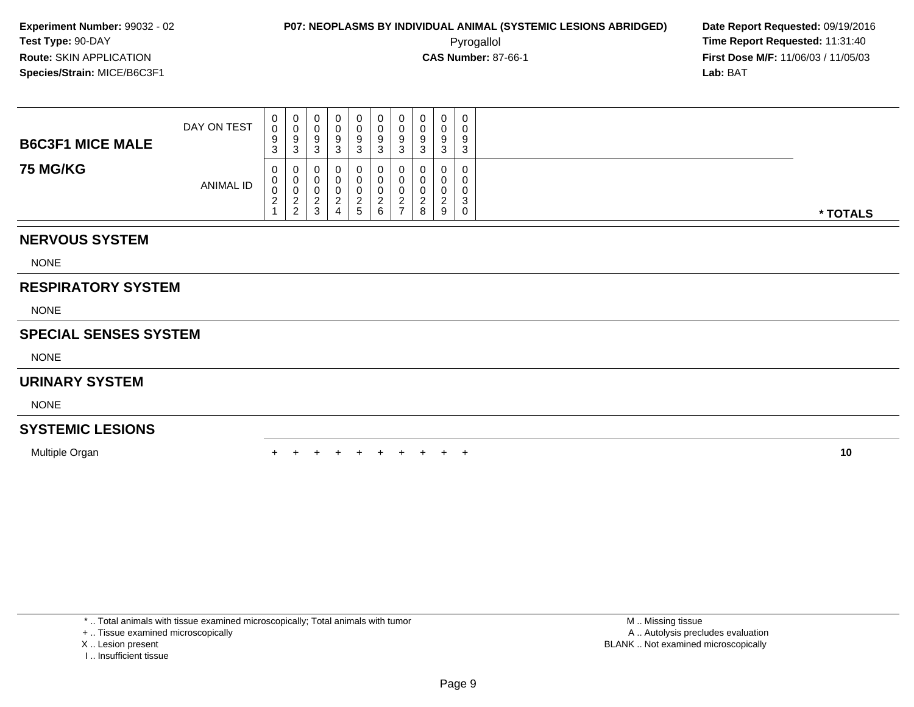**Experiment Number:** 99032 - 02
**Test Type:** 90-DAY
**Route:** SKIN APPLICATION
**Species/Strain:** MICE/B6C3F1

**P07: NEOPLASMS BY INDIVIDUAL ANIMAL (SYSTEMIC LESIONS ABRIDGED)**
Pyrogallol
**CAS Number:** 87-66-1

**Date Report Requested:** 09/19/2016
**Time Report Requested:** 11:31:40
**First Dose M/F:** 11/06/03 / 11/05/03
**Lab:** BAT

| B6C3F1 MICE MALE 75 MG/KG | | | | | | | | | | | |
|---|---|---|---|---|---|---|---|---|---|---|---|
| DAY ON TEST | 0093 | 0093 | 0093 | 0093 | 0093 | 0093 | 0093 | 0093 | 0093 | 0093 | |
| ANIMAL ID | 00021 | 00022 | 00023 | 00024 | 00025 | 00026 | 00027 | 00028 | 00029 | 00030 | * TOTALS |
| **NERVOUS SYSTEM** | | | | | | | | | | | |
| NONE | | | | | | | | | | | |
| **RESPIRATORY SYSTEM** | | | | | | | | | | | |
| NONE | | | | | | | | | | | |
| **SPECIAL SENSES SYSTEM** | | | | | | | | | | | |
| NONE | | | | | | | | | | | |
| **URINARY SYSTEM** | | | | | | | | | | | |
| NONE | | | | | | | | | | | |
| **SYSTEMIC LESIONS** | | | | | | | | | | | |
| Multiple Organ | + | + | + | + | + | + | + | + | + | + | 10 |

* .. Total animals with tissue examined microscopically; Total animals with tumor
+ .. Tissue examined microscopically
X .. Lesion present
I .. Insufficient tissue

M .. Missing tissue
A .. Autolysis precludes evaluation
BLANK .. Not examined microscopically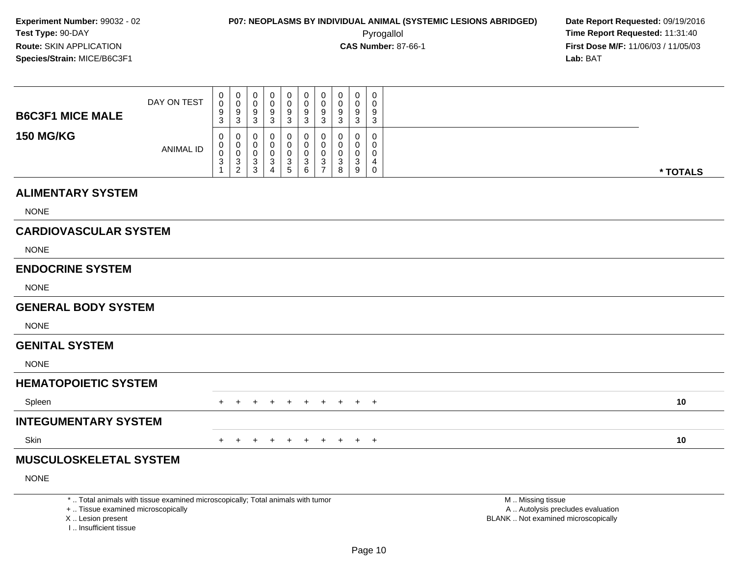**Experiment Number:** 99032 - 02
**Test Type:** 90-DAY
**Route:** SKIN APPLICATION
**Species/Strain:** MICE/B6C3F1

**P07: NEOPLASMS BY INDIVIDUAL ANIMAL (SYSTEMIC LESIONS ABRIDGED)**
Pyrogallol
**CAS Number:** 87-66-1

**Date Report Requested:** 09/19/2016
**Time Report Requested:** 11:31:40
**First Dose M/F:** 11/06/03 / 11/05/03
**Lab:** BAT

| B6C3F1 MICE MALE 150 MG/KG | | | | | | | | | | | |
|---|---|---|---|---|---|---|---|---|---|---|---|
| DAY ON TEST | 0093 | 0093 | 0093 | 0093 | 0093 | 0093 | 0093 | 0093 | 0093 | 0093 | |
| ANIMAL ID | 00031 | 00032 | 00033 | 00034 | 00035 | 00036 | 00037 | 00038 | 00039 | 00040 | * TOTALS |
| **ALIMENTARY SYSTEM** | | | | | | | | | | | |
| NONE | | | | | | | | | | | |
| **CARDIOVASCULAR SYSTEM** | | | | | | | | | | | |
| NONE | | | | | | | | | | | |
| **ENDOCRINE SYSTEM** | | | | | | | | | | | |
| NONE | | | | | | | | | | | |
| **GENERAL BODY SYSTEM** | | | | | | | | | | | |
| NONE | | | | | | | | | | | |
| **GENITAL SYSTEM** | | | | | | | | | | | |
| NONE | | | | | | | | | | | |
| **HEMATOPOIETIC SYSTEM** | | | | | | | | | | | |
| Spleen | + | + | + | + | + | + | + | + | + | + | 10 |
| **INTEGUMENTARY SYSTEM** | | | | | | | | | | | |
| Skin | + | + | + | + | + | + | + | + | + | + | 10 |
| **MUSCULOSKELETAL SYSTEM** | | | | | | | | | | | |
| NONE | | | | | | | | | | | |

* .. Total animals with tissue examined microscopically; Total animals with tumor
+ .. Tissue examined microscopically
X .. Lesion present
I .. Insufficient tissue

M .. Missing tissue
A .. Autolysis precludes evaluation
BLANK .. Not examined microscopically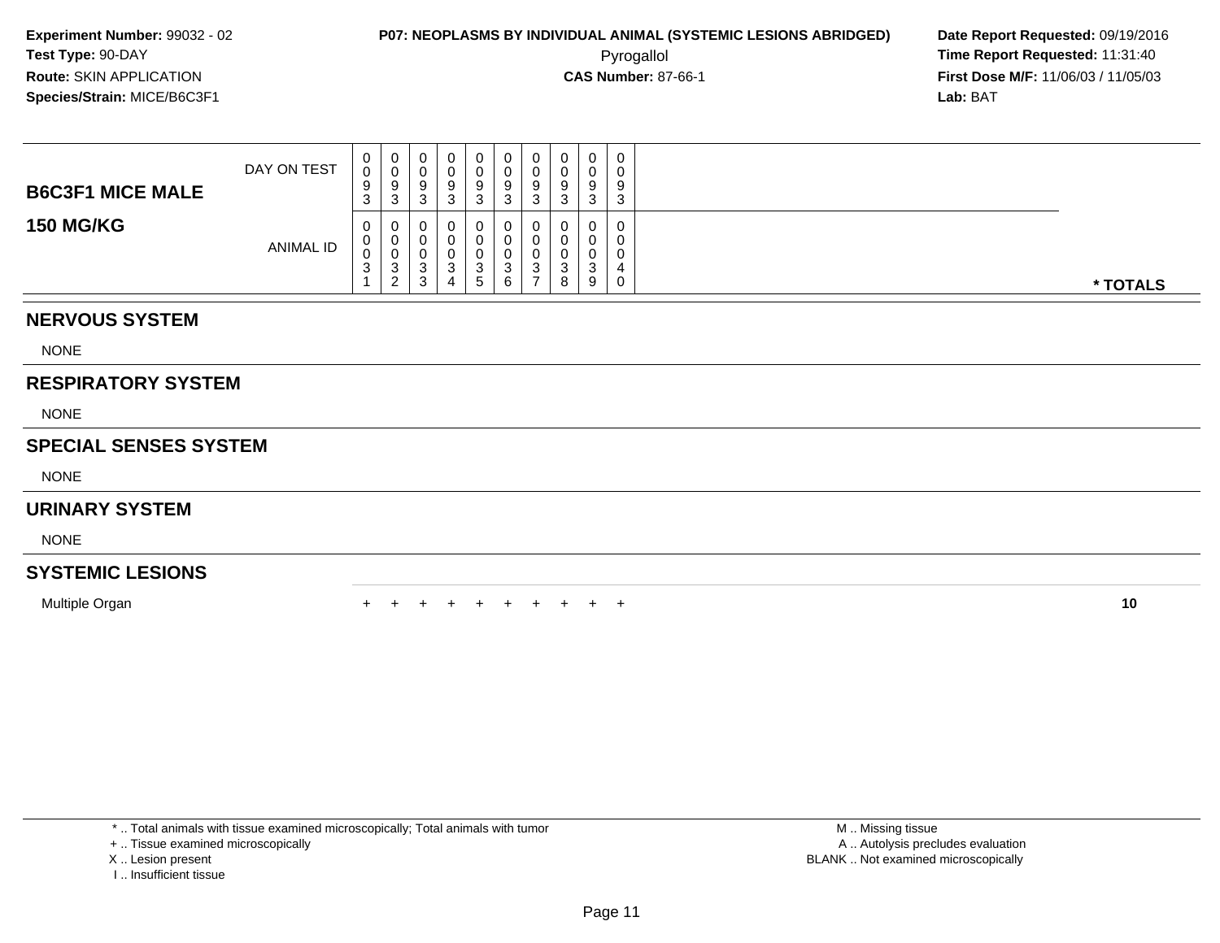**Experiment Number:** 99032 - 02
**Test Type:** 90-DAY
**Route:** SKIN APPLICATION
**Species/Strain:** MICE/B6C3F1

**P07: NEOPLASMS BY INDIVIDUAL ANIMAL (SYSTEMIC LESIONS ABRIDGED)**
Pyrogallol
**CAS Number:** 87-66-1

**Date Report Requested:** 09/19/2016
**Time Report Requested:** 11:31:40
**First Dose M/F:** 11/06/03 / 11/05/03
**Lab:** BAT

| B6C3F1 MICE MALE 150 MG/KG | | | | | | | | | | | | |
|---|---|---|---|---|---|---|---|---|---|---|---|---|
| DAY ON TEST | 0093 | 0093 | 0093 | 0093 | 0093 | 0093 | 0093 | 0093 | 0093 | 0093 | | |
| ANIMAL ID | 00031 | 00032 | 00033 | 00034 | 00035 | 00036 | 00037 | 00038 | 00039 | 00040 | | * TOTALS |
| **NERVOUS SYSTEM** | | | | | | | | | | | | |
| NONE | | | | | | | | | | | | |
| **RESPIRATORY SYSTEM** | | | | | | | | | | | | |
| NONE | | | | | | | | | | | | |
| **SPECIAL SENSES SYSTEM** | | | | | | | | | | | | |
| NONE | | | | | | | | | | | | |
| **URINARY SYSTEM** | | | | | | | | | | | | |
| NONE | | | | | | | | | | | | |
| **SYSTEMIC LESIONS** | | | | | | | | | | | | |
| Multiple Organ | + | + | + | + | + | + | + | + | + | + | | 10 |

* .. Total animals with tissue examined microscopically; Total animals with tumor
+ .. Tissue examined microscopically
X .. Lesion present
I .. Insufficient tissue

M .. Missing tissue
A .. Autolysis precludes evaluation
BLANK .. Not examined microscopically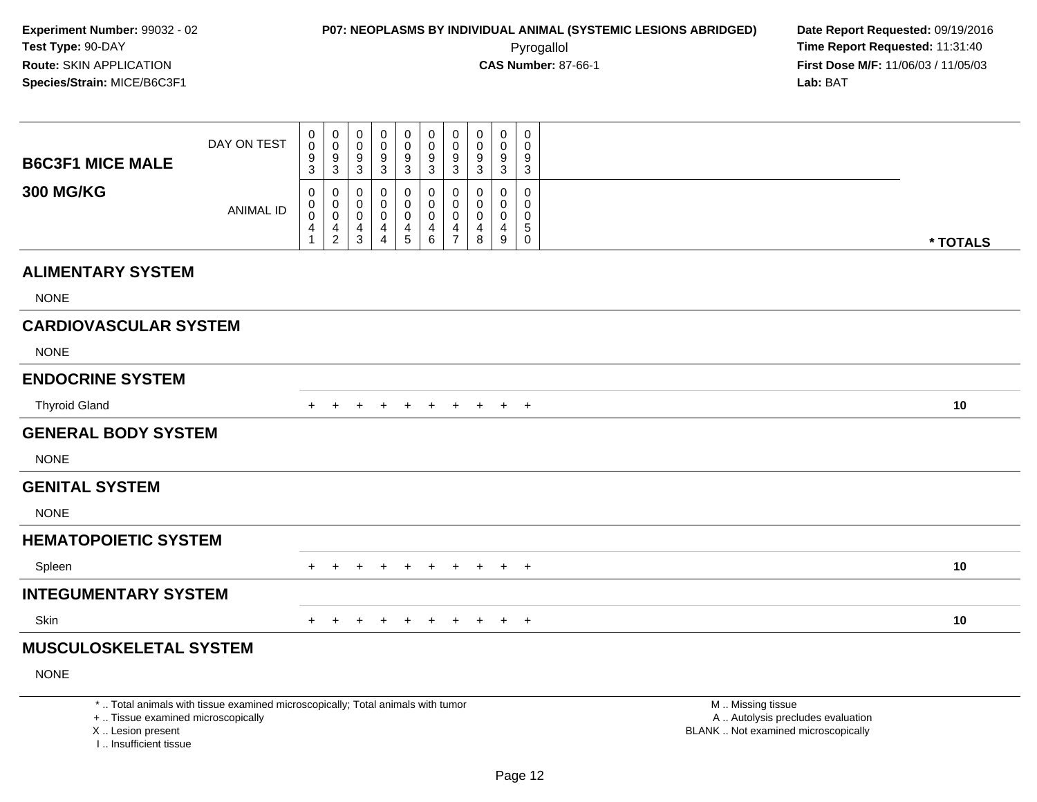**Experiment Number:** 99032 - 02
**Test Type:** 90-DAY
**Route:** SKIN APPLICATION
**Species/Strain:** MICE/B6C3F1

**P07: NEOPLASMS BY INDIVIDUAL ANIMAL (SYSTEMIC LESIONS ABRIDGED)**
Pyrogallol
**CAS Number:** 87-66-1

**Date Report Requested:** 09/19/2016
**Time Report Requested:** 11:31:40
**First Dose M/F:** 11/06/03 / 11/05/03
**Lab:** BAT

| B6C3F1 MICE MALE 300 MG/KG | | | | | | | | | | | |
|---|---|---|---|---|---|---|---|---|---|---|---|
| DAY ON TEST | 0093 | 0093 | 0093 | 0093 | 0093 | 0093 | 0093 | 0093 | 0093 | 0093 | |
| ANIMAL ID | 00041 | 00042 | 00043 | 00044 | 00045 | 00046 | 00047 | 00048 | 00049 | 00050 | * TOTALS |
| **ALIMENTARY SYSTEM** | | | | | | | | | | | |
| NONE | | | | | | | | | | | |
| **CARDIOVASCULAR SYSTEM** | | | | | | | | | | | |
| NONE | | | | | | | | | | | |
| **ENDOCRINE SYSTEM** | | | | | | | | | | | |
| Thyroid Gland | + | + | + | + | + | + | + | + | + | + | 10 |
| **GENERAL BODY SYSTEM** | | | | | | | | | | | |
| NONE | | | | | | | | | | | |
| **GENITAL SYSTEM** | | | | | | | | | | | |
| NONE | | | | | | | | | | | |
| **HEMATOPOIETIC SYSTEM** | | | | | | | | | | | |
| Spleen | + | + | + | + | + | + | + | + | + | + | 10 |
| **INTEGUMENTARY SYSTEM** | | | | | | | | | | | |
| Skin | + | + | + | + | + | + | + | + | + | + | 10 |
| **MUSCULOSKELETAL SYSTEM** | | | | | | | | | | | |
| NONE | | | | | | | | | | | |

* .. Total animals with tissue examined microscopically; Total animals with tumor
+ .. Tissue examined microscopically
X .. Lesion present
I .. Insufficient tissue

M .. Missing tissue
A .. Autolysis precludes evaluation
BLANK .. Not examined microscopically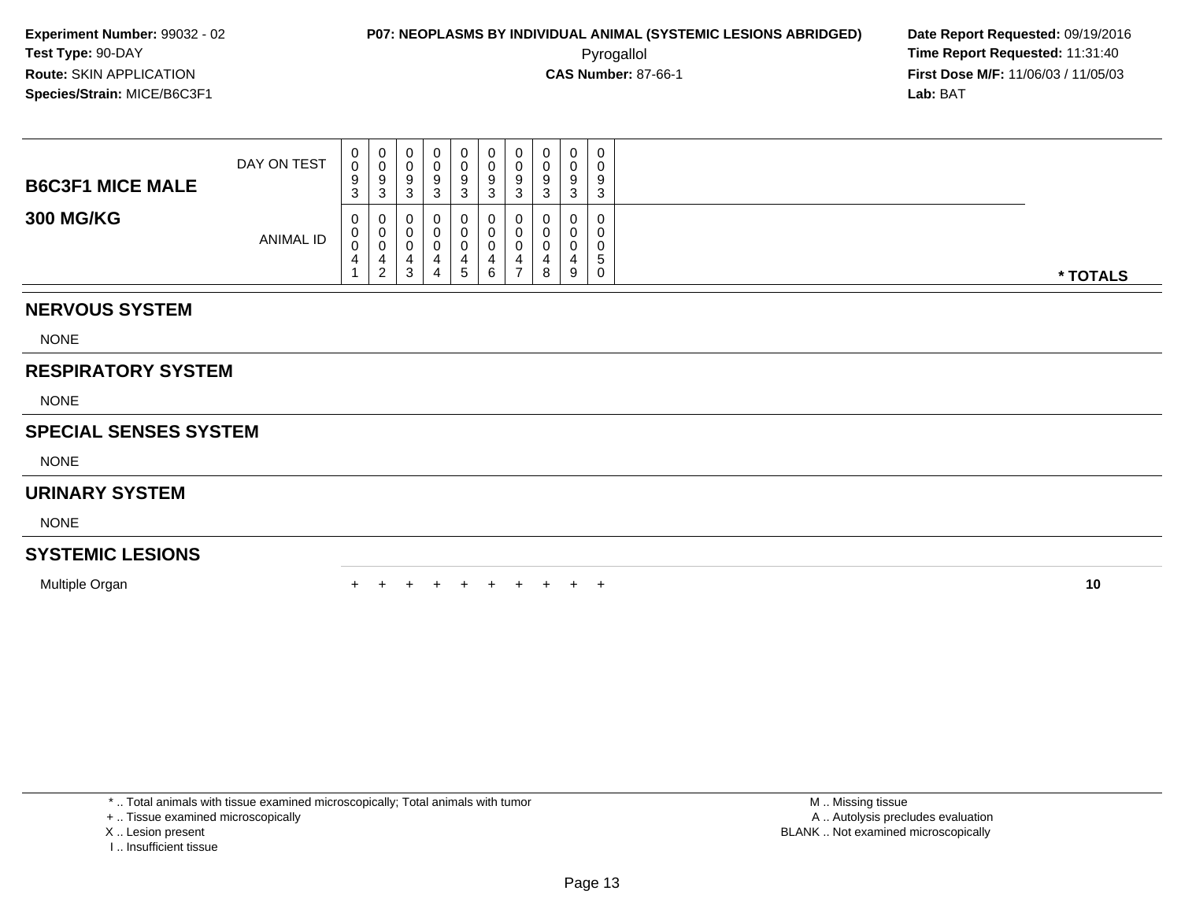**Experiment Number:** 99032 - 02
**Test Type:** 90-DAY
**Route:** SKIN APPLICATION
**Species/Strain:** MICE/B6C3F1

**P07: NEOPLASMS BY INDIVIDUAL ANIMAL (SYSTEMIC LESIONS ABRIDGED)**
Pyrogallol
**CAS Number:** 87-66-1

**Date Report Requested:** 09/19/2016
**Time Report Requested:** 11:31:40
**First Dose M/F:** 11/06/03 / 11/05/03
**Lab:** BAT

| B6C3F1 MICE MALE 300 MG/KG | | | | | | | | | | | |
|---|---|---|---|---|---|---|---|---|---|---|---|
| DAY ON TEST | 0093 | 0093 | 0093 | 0093 | 0093 | 0093 | 0093 | 0093 | 0093 | 0093 | |
| ANIMAL ID | 00041 | 00042 | 00043 | 00044 | 00045 | 00046 | 00047 | 00048 | 00049 | 00050 | * TOTALS |
| **NERVOUS SYSTEM** | | | | | | | | | | | |
| NONE | | | | | | | | | | | |
| **RESPIRATORY SYSTEM** | | | | | | | | | | | |
| NONE | | | | | | | | | | | |
| **SPECIAL SENSES SYSTEM** | | | | | | | | | | | |
| NONE | | | | | | | | | | | |
| **URINARY SYSTEM** | | | | | | | | | | | |
| NONE | | | | | | | | | | | |
| **SYSTEMIC LESIONS** | | | | | | | | | | | |
| Multiple Organ | + | + | + | + | + | + | + | + | + | + | 10 |

* .. Total animals with tissue examined microscopically; Total animals with tumor
+ .. Tissue examined microscopically
X .. Lesion present
I .. Insufficient tissue

M .. Missing tissue
A .. Autolysis precludes evaluation
BLANK .. Not examined microscopically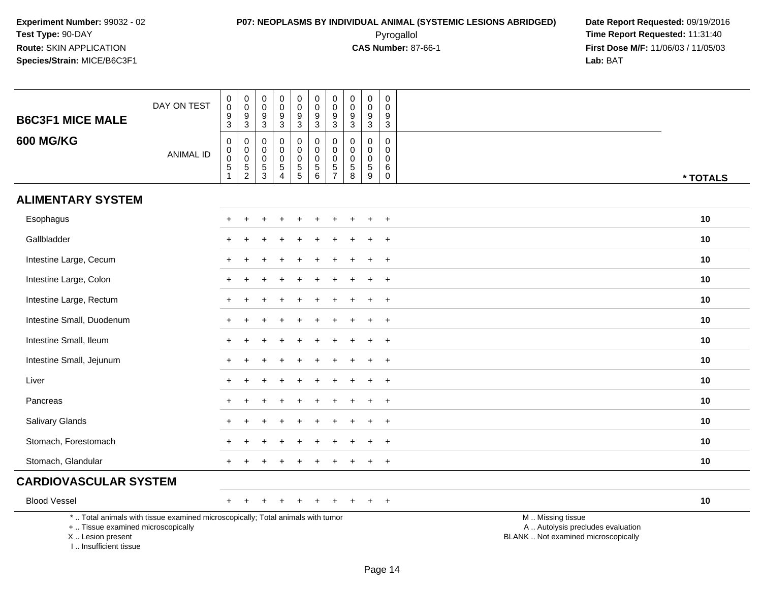Experiment Number: 99032 - 02
Test Type: 90-DAY
Route: SKIN APPLICATION
Species/Strain: MICE/B6C3F1

**P07: NEOPLASMS BY INDIVIDUAL ANIMAL (SYSTEMIC LESIONS ABRIDGED)**
Pyrogallol
**CAS Number:** 87-66-1

Date Report Requested: 09/19/2016
Time Report Requested: 11:31:40
First Dose M/F: 11/06/03 / 11/05/03
Lab: BAT

| B6C3F1 MICE MALE 600 MG/KG | | | | | | | | | | | |
|---|---|---|---|---|---|---|---|---|---|---|---|
| DAY ON TEST | 0093 | 0093 | 0093 | 0093 | 0093 | 0093 | 0093 | 0093 | 0093 | 0093 | |
| ANIMAL ID | 00051 | 00052 | 00053 | 00054 | 00055 | 00056 | 00057 | 00058 | 00059 | 00060 | * TOTALS |
| **ALIMENTARY SYSTEM** | | | | | | | | | | | |
| Esophagus | + | + | + | + | + | + | + | + | + | + | 10 |
| Gallbladder | + | + | + | + | + | + | + | + | + | + | 10 |
| Intestine Large, Cecum | + | + | + | + | + | + | + | + | + | + | 10 |
| Intestine Large, Colon | + | + | + | + | + | + | + | + | + | + | 10 |
| Intestine Large, Rectum | + | + | + | + | + | + | + | + | + | + | 10 |
| Intestine Small, Duodenum | + | + | + | + | + | + | + | + | + | + | 10 |
| Intestine Small, Ileum | + | + | + | + | + | + | + | + | + | + | 10 |
| Intestine Small, Jejunum | + | + | + | + | + | + | + | + | + | + | 10 |
| Liver | + | + | + | + | + | + | + | + | + | + | 10 |
| Pancreas | + | + | + | + | + | + | + | + | + | + | 10 |
| Salivary Glands | + | + | + | + | + | + | + | + | + | + | 10 |
| Stomach, Forestomach | + | + | + | + | + | + | + | + | + | + | 10 |
| Stomach, Glandular | + | + | + | + | + | + | + | + | + | + | 10 |
| **CARDIOVASCULAR SYSTEM** | | | | | | | | | | | |
| Blood Vessel | + | + | + | + | + | + | + | + | + | + | 10 |

* .. Total animals with tissue examined microscopically; Total animals with tumor
+ .. Tissue examined microscopically
X .. Lesion present
I .. Insufficient tissue

M .. Missing tissue
A .. Autolysis precludes evaluation
BLANK .. Not examined microscopically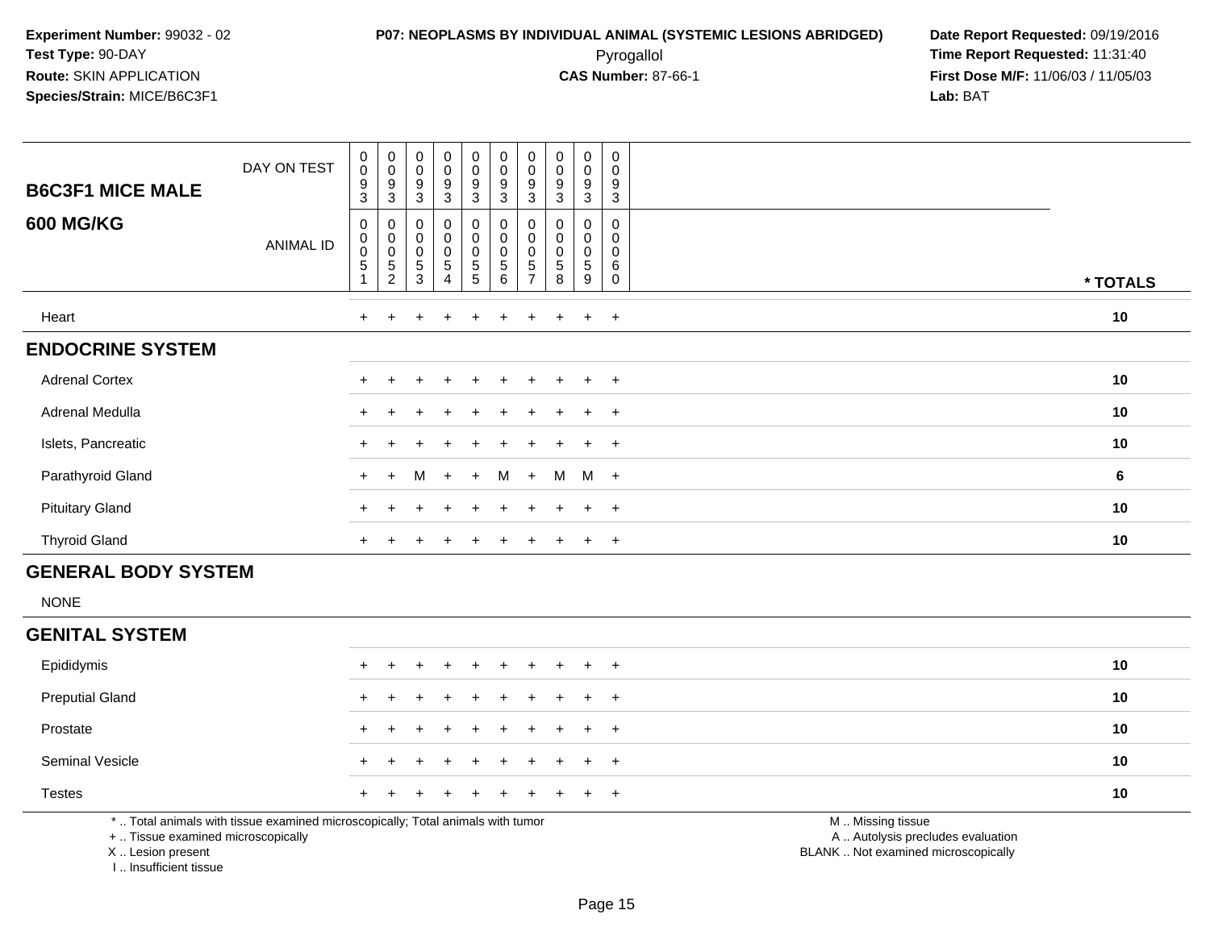**Experiment Number:** 99032 - 02
**Test Type:** 90-DAY
**Route:** SKIN APPLICATION
**Species/Strain:** MICE/B6C3F1

**P07: NEOPLASMS BY INDIVIDUAL ANIMAL (SYSTEMIC LESIONS ABRIDGED)**
Pyrogallol
**CAS Number:** 87-66-1

**Date Report Requested:** 09/19/2016
**Time Report Requested:** 11:31:40
**First Dose M/F:** 11/06/03 / 11/05/03
**Lab:** BAT

| **B6C3F1 MICE MALE** DAY ON TEST | 0093 | 0093 | 0093 | 0093 | 0093 | 0093 | 0093 | 0093 | 0093 | 0093 | |
|---|---|---|---|---|---|---|---|---|---|---|---|
| **600 MG/KG** ANIMAL ID | 00051 | 00052 | 00053 | 00054 | 00055 | 00056 | 00057 | 00058 | 00059 | 00060 | *** TOTALS** |
| Heart | + | + | + | + | + | + | + | + | + | + | **10** |
| **ENDOCRINE SYSTEM** | | | | | | | | | | | |
| Adrenal Cortex | + | + | + | + | + | + | + | + | + | + | **10** |
| Adrenal Medulla | + | + | + | + | + | + | + | + | + | + | **10** |
| Islets, Pancreatic | + | + | + | + | + | + | + | + | + | + | **10** |
| Parathyroid Gland | + | + | M | + | + | M | + | M | M | + | **6** |
| Pituitary Gland | + | + | + | + | + | + | + | + | + | + | **10** |
| Thyroid Gland | + | + | + | + | + | + | + | + | + | + | **10** |
| **GENERAL BODY SYSTEM** | | | | | | | | | | | |
| NONE | | | | | | | | | | | |
| **GENITAL SYSTEM** | | | | | | | | | | | |
| Epididymis | + | + | + | + | + | + | + | + | + | + | **10** |
| Preputial Gland | + | + | + | + | + | + | + | + | + | + | **10** |
| Prostate | + | + | + | + | + | + | + | + | + | + | **10** |
| Seminal Vesicle | + | + | + | + | + | + | + | + | + | + | **10** |
| Testes | + | + | + | + | + | + | + | + | + | + | **10** |

\* .. Total animals with tissue examined microscopically; Total animals with tumor
+ .. Tissue examined microscopically
X .. Lesion present
I .. Insufficient tissue

M .. Missing tissue
A .. Autolysis precludes evaluation
BLANK .. Not examined microscopically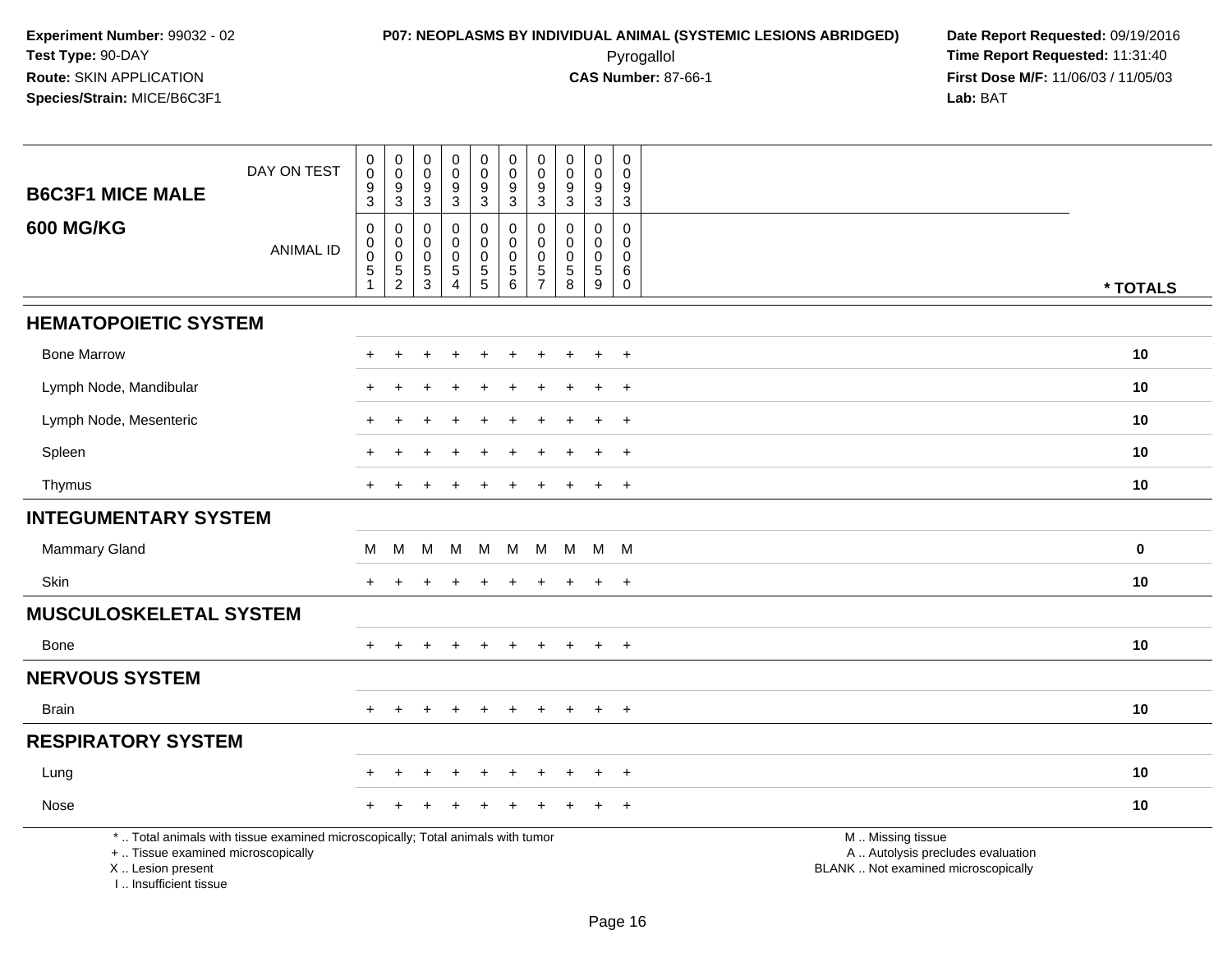**Experiment Number:** 99032 - 02
**Test Type:** 90-DAY
**Route:** SKIN APPLICATION
**Species/Strain:** MICE/B6C3F1

**P07: NEOPLASMS BY INDIVIDUAL ANIMAL (SYSTEMIC LESIONS ABRIDGED)**
Pyrogallol
**CAS Number:** 87-66-1

**Date Report Requested:** 09/19/2016
**Time Report Requested:** 11:31:40
**First Dose M/F:** 11/06/03 / 11/05/03
**Lab:** BAT

## B6C3F1 MICE MALE
## 600 MG/KG

| DAY ON TEST | 0093 | 0093 | 0093 | 0093 | 0093 | 0093 | 0093 | 0093 | 0093 | 0093 | |
|---|---|---|---|---|---|---|---|---|---|---|---|
| ANIMAL ID | 00051 | 00052 | 00053 | 00054 | 00055 | 00056 | 00057 | 00058 | 00059 | 00060 | * TOTALS |
| **HEMATOPOIETIC SYSTEM** | | | | | | | | | | | |
| Bone Marrow | + | + | + | + | + | + | + | + | + | + | 10 |
| Lymph Node, Mandibular | + | + | + | + | + | + | + | + | + | + | 10 |
| Lymph Node, Mesenteric | + | + | + | + | + | + | + | + | + | + | 10 |
| Spleen | + | + | + | + | + | + | + | + | + | + | 10 |
| Thymus | + | + | + | + | + | + | + | + | + | + | 10 |
| **INTEGUMENTARY SYSTEM** | | | | | | | | | | | |
| Mammary Gland | M | M | M | M | M | M | M | M | M | M | 0 |
| Skin | + | + | + | + | + | + | + | + | + | + | 10 |
| **MUSCULOSKELETAL SYSTEM** | | | | | | | | | | | |
| Bone | + | + | + | + | + | + | + | + | + | + | 10 |
| **NERVOUS SYSTEM** | | | | | | | | | | | |
| Brain | + | + | + | + | + | + | + | + | + | + | 10 |
| **RESPIRATORY SYSTEM** | | | | | | | | | | | |
| Lung | + | + | + | + | + | + | + | + | + | + | 10 |
| Nose | + | + | + | + | + | + | + | + | + | + | 10 |

* .. Total animals with tissue examined microscopically; Total animals with tumor
+ .. Tissue examined microscopically
X .. Lesion present
I .. Insufficient tissue

M .. Missing tissue
A .. Autolysis precludes evaluation
BLANK .. Not examined microscopically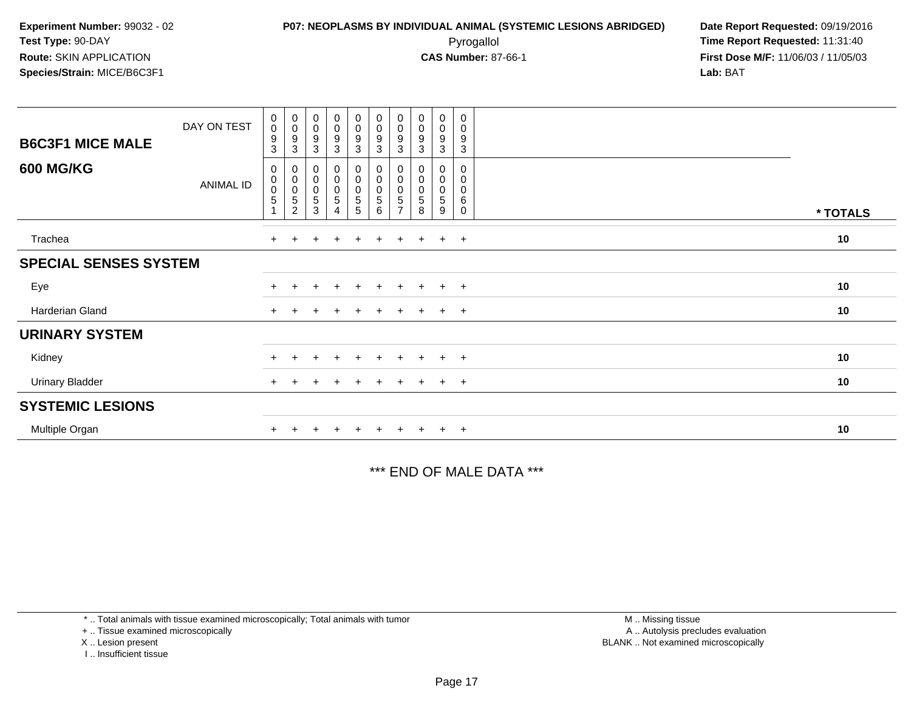**Experiment Number:** 99032 - 02
**Test Type:** 90-DAY
**Route:** SKIN APPLICATION
**Species/Strain:** MICE/B6C3F1

**P07: NEOPLASMS BY INDIVIDUAL ANIMAL (SYSTEMIC LESIONS ABRIDGED)**
Pyrogallol
**CAS Number:** 87-66-1

**Date Report Requested:** 09/19/2016
**Time Report Requested:** 11:31:40
**First Dose M/F:** 11/06/03 / 11/05/03
**Lab:** BAT

## B6C3F1 MICE MALE
## 600 MG/KG

| DAY ON TEST | 0093 | 0093 | 0093 | 0093 | 0093 | 0093 | 0093 | 0093 | 0093 | 0093 | |
|---|---|---|---|---|---|---|---|---|---|---|---|
| ANIMAL ID | 00051 | 00052 | 00053 | 00054 | 00055 | 00056 | 00057 | 00058 | 00059 | 00060 | * TOTALS |
| Trachea | + | + | + | + | + | + | + | + | + | + | 10 |
| **SPECIAL SENSES SYSTEM** | | | | | | | | | | | |
| Eye | + | + | + | + | + | + | + | + | + | + | 10 |
| Harderian Gland | + | + | + | + | + | + | + | + | + | + | 10 |
| **URINARY SYSTEM** | | | | | | | | | | | |
| Kidney | + | + | + | + | + | + | + | + | + | + | 10 |
| Urinary Bladder | + | + | + | + | + | + | + | + | + | + | 10 |
| **SYSTEMIC LESIONS** | | | | | | | | | | | |
| Multiple Organ | + | + | + | + | + | + | + | + | + | + | 10 |

*** END OF MALE DATA ***

* .. Total animals with tissue examined microscopically; Total animals with tumor
+ .. Tissue examined microscopically
X .. Lesion present
I .. Insufficient tissue

M .. Missing tissue
A .. Autolysis precludes evaluation
BLANK .. Not examined microscopically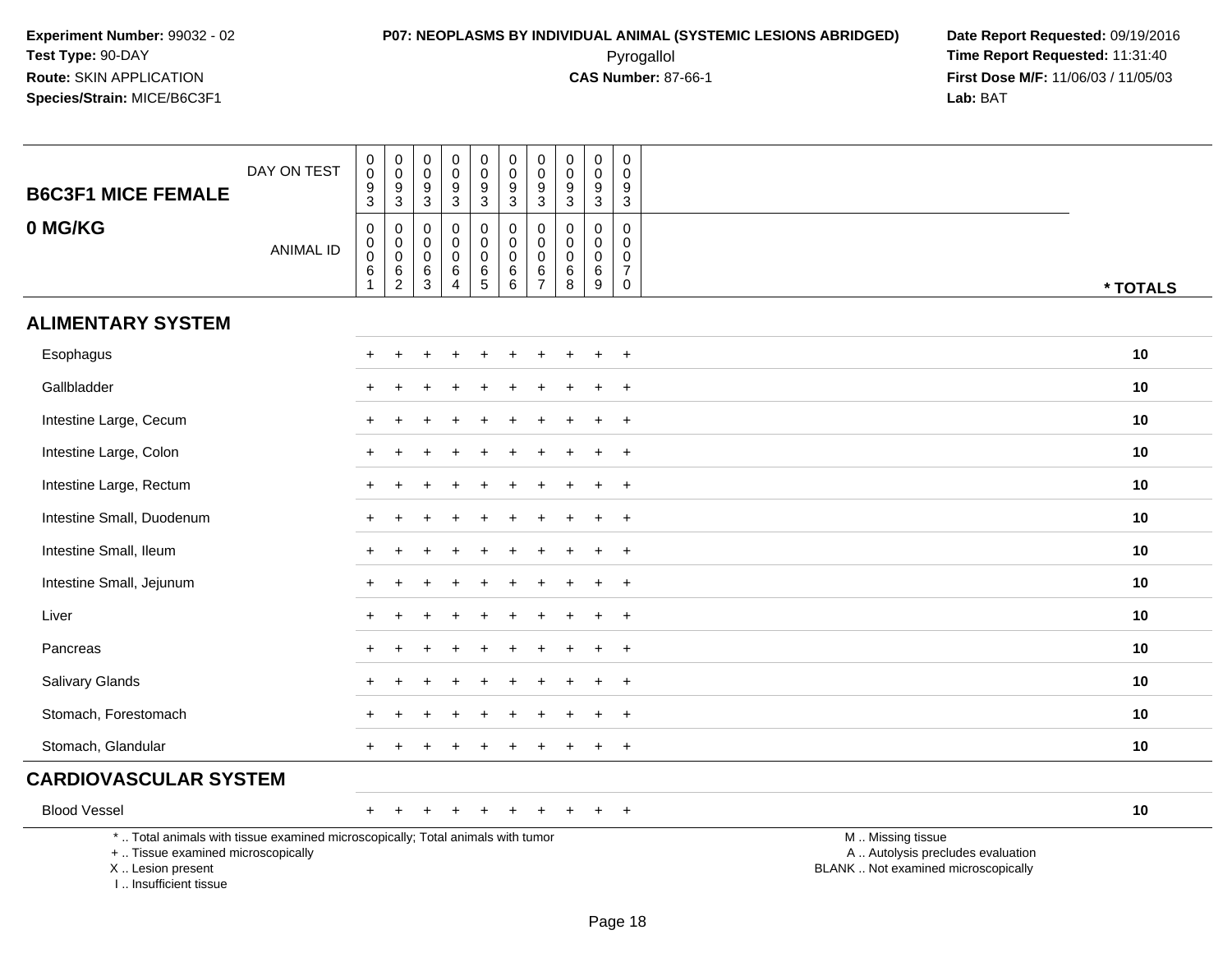**Experiment Number:** 99032 - 02
**Test Type:** 90-DAY
**Route:** SKIN APPLICATION
**Species/Strain:** MICE/B6C3F1

**P07: NEOPLASMS BY INDIVIDUAL ANIMAL (SYSTEMIC LESIONS ABRIDGED)**
Pyrogallol
**CAS Number:** 87-66-1

**Date Report Requested:** 09/19/2016
**Time Report Requested:** 11:31:40
**First Dose M/F:** 11/06/03 / 11/05/03
**Lab:** BAT

## B6C3F1 MICE FEMALE
## 0 MG/KG

| DAY ON TEST | 0093 | 0093 | 0093 | 0093 | 0093 | 0093 | 0093 | 0093 | 0093 | 0093 | |
|---|---|---|---|---|---|---|---|---|---|---|---|
| ANIMAL ID | 00061 | 00062 | 00063 | 00064 | 00065 | 00066 | 00067 | 00068 | 00069 | 00070 | * TOTALS |
| **ALIMENTARY SYSTEM** | | | | | | | | | | | |
| Esophagus | + | + | + | + | + | + | + | + | + | + | 10 |
| Gallbladder | + | + | + | + | + | + | + | + | + | + | 10 |
| Intestine Large, Cecum | + | + | + | + | + | + | + | + | + | + | 10 |
| Intestine Large, Colon | + | + | + | + | + | + | + | + | + | + | 10 |
| Intestine Large, Rectum | + | + | + | + | + | + | + | + | + | + | 10 |
| Intestine Small, Duodenum | + | + | + | + | + | + | + | + | + | + | 10 |
| Intestine Small, Ileum | + | + | + | + | + | + | + | + | + | + | 10 |
| Intestine Small, Jejunum | + | + | + | + | + | + | + | + | + | + | 10 |
| Liver | + | + | + | + | + | + | + | + | + | + | 10 |
| Pancreas | + | + | + | + | + | + | + | + | + | + | 10 |
| Salivary Glands | + | + | + | + | + | + | + | + | + | + | 10 |
| Stomach, Forestomach | + | + | + | + | + | + | + | + | + | + | 10 |
| Stomach, Glandular | + | + | + | + | + | + | + | + | + | + | 10 |
| **CARDIOVASCULAR SYSTEM** | | | | | | | | | | | |
| Blood Vessel | + | + | + | + | + | + | + | + | + | + | 10 |

* .. Total animals with tissue examined microscopically; Total animals with tumor
+ .. Tissue examined microscopically
X .. Lesion present
I .. Insufficient tissue

M .. Missing tissue
A .. Autolysis precludes evaluation
BLANK .. Not examined microscopically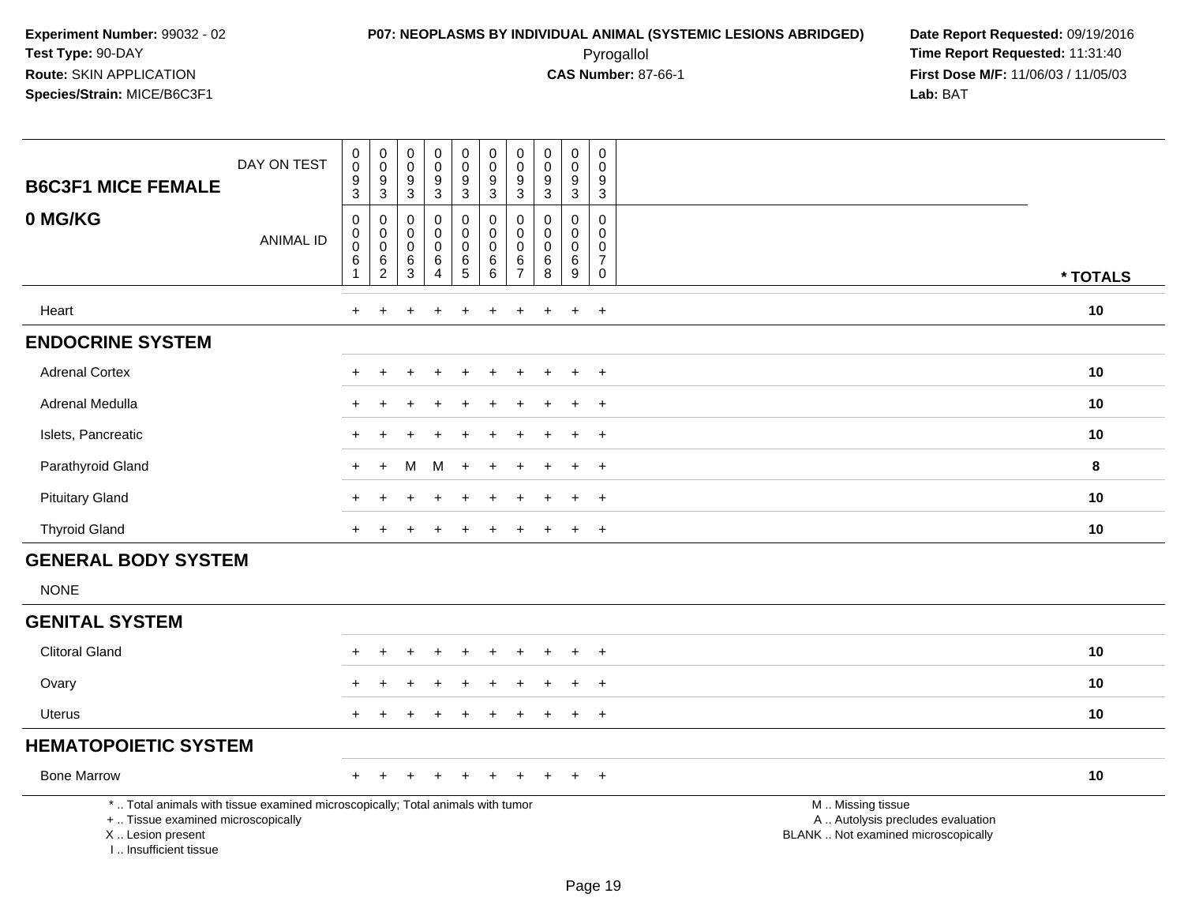**Experiment Number:** 99032 - 02
**Test Type:** 90-DAY
**Route:** SKIN APPLICATION
**Species/Strain:** MICE/B6C3F1

**P07: NEOPLASMS BY INDIVIDUAL ANIMAL (SYSTEMIC LESIONS ABRIDGED)**
Pyrogallol
**CAS Number:** 87-66-1

**Date Report Requested:** 09/19/2016
**Time Report Requested:** 11:31:40
**First Dose M/F:** 11/06/03 / 11/05/03
**Lab:** BAT

| B6C3F1 MICE FEMALE 0 MG/KG | | | | | | | | | | | |
|---|---|---|---|---|---|---|---|---|---|---|---|
| DAY ON TEST | 0093 | 0093 | 0093 | 0093 | 0093 | 0093 | 0093 | 0093 | 0093 | 0093 | |
| ANIMAL ID | 00061 | 00062 | 00063 | 00064 | 00065 | 00066 | 00067 | 00068 | 00069 | 00070 | * TOTALS |
| Heart | + | + | + | + | + | + | + | + | + | + | 10 |
| **ENDOCRINE SYSTEM** | | | | | | | | | | | |
| Adrenal Cortex | + | + | + | + | + | + | + | + | + | + | 10 |
| Adrenal Medulla | + | + | + | + | + | + | + | + | + | + | 10 |
| Islets, Pancreatic | + | + | + | + | + | + | + | + | + | + | 10 |
| Parathyroid Gland | + | + | M | M | + | + | + | + | + | + | 8 |
| Pituitary Gland | + | + | + | + | + | + | + | + | + | + | 10 |
| Thyroid Gland | + | + | + | + | + | + | + | + | + | + | 10 |
| **GENERAL BODY SYSTEM** | | | | | | | | | | | |
| NONE | | | | | | | | | | | |
| **GENITAL SYSTEM** | | | | | | | | | | | |
| Clitoral Gland | + | + | + | + | + | + | + | + | + | + | 10 |
| Ovary | + | + | + | + | + | + | + | + | + | + | 10 |
| Uterus | + | + | + | + | + | + | + | + | + | + | 10 |
| **HEMATOPOIETIC SYSTEM** | | | | | | | | | | | |
| Bone Marrow | + | + | + | + | + | + | + | + | + | + | 10 |

* .. Total animals with tissue examined microscopically; Total animals with tumor
+ .. Tissue examined microscopically
X .. Lesion present
I .. Insufficient tissue

M .. Missing tissue
A .. Autolysis precludes evaluation
BLANK .. Not examined microscopically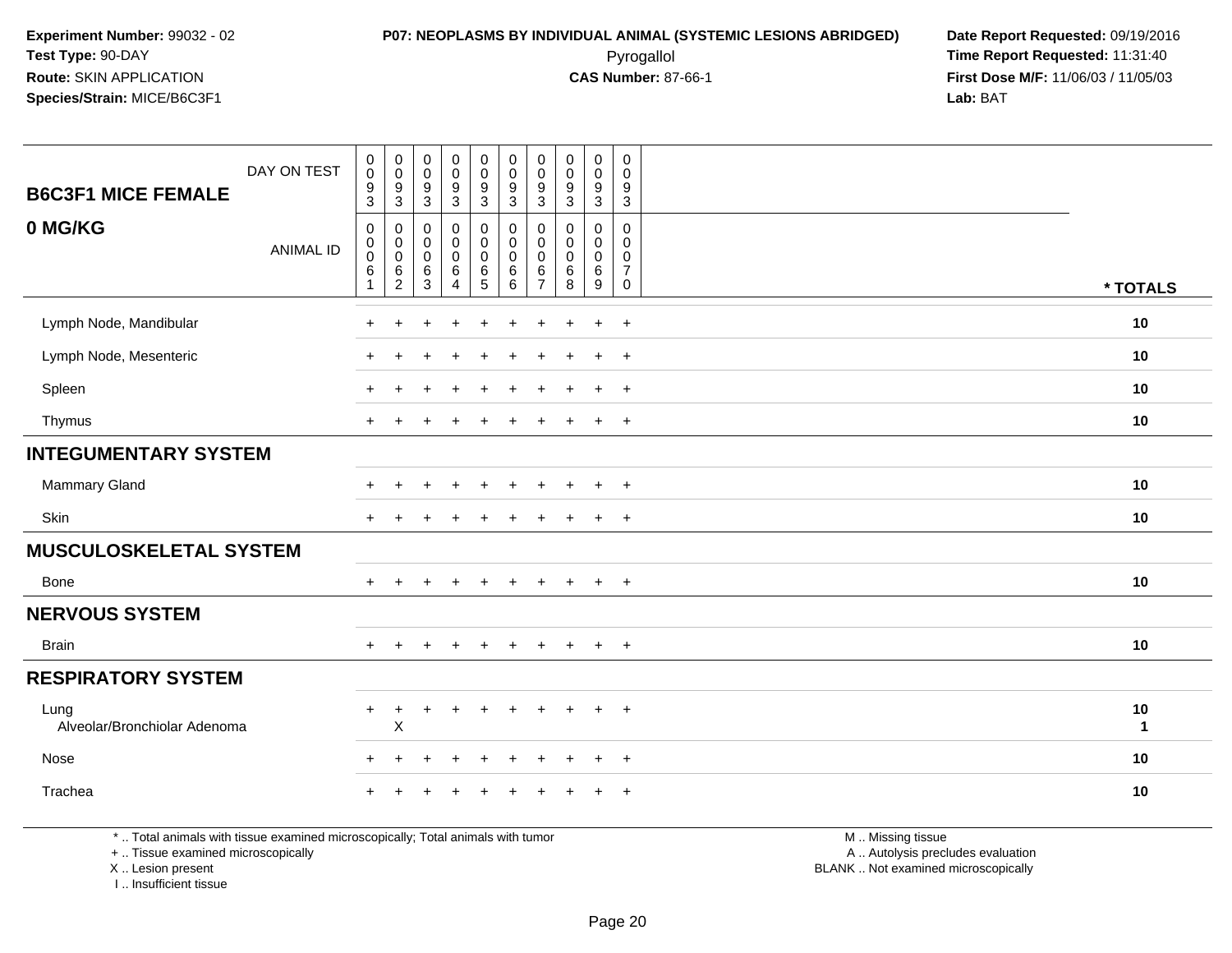Experiment Number: 99032 - 02
Test Type: 90-DAY
Route: SKIN APPLICATION
Species/Strain: MICE/B6C3F1

**P07: NEOPLASMS BY INDIVIDUAL ANIMAL (SYSTEMIC LESIONS ABRIDGED)**
Pyrogallol
**CAS Number:** 87-66-1

Date Report Requested: 09/19/2016
Time Report Requested: 11:31:40
First Dose M/F: 11/06/03 / 11/05/03
Lab: BAT

## B6C3F1 MICE FEMALE
## 0 MG/KG

| DAY ON TEST | 0093 | 0093 | 0093 | 0093 | 0093 | 0093 | 0093 | 0093 | 0093 | 0093 | |
|---|---|---|---|---|---|---|---|---|---|---|---|
| **ANIMAL ID** | 00061 | 00062 | 00063 | 00064 | 00065 | 00066 | 00067 | 00068 | 00069 | 00070 | *** TOTALS** |
| Lymph Node, Mandibular | + | + | + | + | + | + | + | + | + | + | **10** |
| Lymph Node, Mesenteric | + | + | + | + | + | + | + | + | + | + | **10** |
| Spleen | + | + | + | + | + | + | + | + | + | + | **10** |
| Thymus | + | + | + | + | + | + | + | + | + | + | **10** |
| **INTEGUMENTARY SYSTEM** | | | | | | | | | | | |
| Mammary Gland | + | + | + | + | + | + | + | + | + | + | **10** |
| Skin | + | + | + | + | + | + | + | + | + | + | **10** |
| **MUSCULOSKELETAL SYSTEM** | | | | | | | | | | | |
| Bone | + | + | + | + | + | + | + | + | + | + | **10** |
| **NERVOUS SYSTEM** | | | | | | | | | | | |
| Brain | + | + | + | + | + | + | + | + | + | + | **10** |
| **RESPIRATORY SYSTEM** | | | | | | | | | | | |
| Lung | + | + | + | + | + | + | + | + | + | + | **10** |
| Alveolar/Bronchiolar Adenoma | | X | | | | | | | | | **1** |
| Nose | + | + | + | + | + | + | + | + | + | + | **10** |
| Trachea | + | + | + | + | + | + | + | + | + | + | **10** |

\* .. Total animals with tissue examined microscopically; Total animals with tumor
\+ .. Tissue examined microscopically
X .. Lesion present
I .. Insufficient tissue

M .. Missing tissue
A .. Autolysis precludes evaluation
BLANK .. Not examined microscopically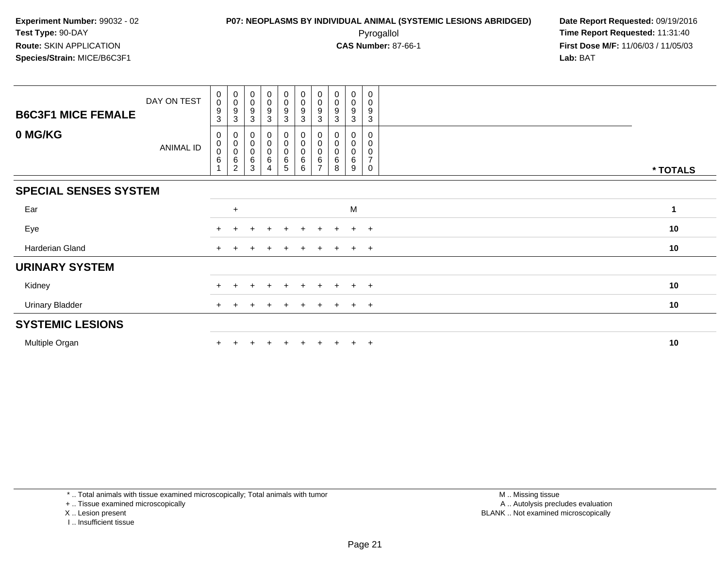**Experiment Number:** 99032 - 02
**Test Type:** 90-DAY
**Route:** SKIN APPLICATION
**Species/Strain:** MICE/B6C3F1

**P07: NEOPLASMS BY INDIVIDUAL ANIMAL (SYSTEMIC LESIONS ABRIDGED)**
Pyrogallol
**CAS Number:** 87-66-1

**Date Report Requested:** 09/19/2016
**Time Report Requested:** 11:31:40
**First Dose M/F:** 11/06/03 / 11/05/03
**Lab:** BAT

| B6C3F1 MICE FEMALE — 0 MG/KG | | | | | | | | | | | |
|---|---|---|---|---|---|---|---|---|---|---|---|
| DAY ON TEST | 0093 | 0093 | 0093 | 0093 | 0093 | 0093 | 0093 | 0093 | 0093 | 0093 | |
| ANIMAL ID | 00061 | 00062 | 00063 | 00064 | 00065 | 00066 | 00067 | 00068 | 00069 | 00070 | * TOTALS |
| **SPECIAL SENSES SYSTEM** | | | | | | | | | | | |
| Ear | | + | | | | | | | M | | 1 |
| Eye | + | + | + | + | + | + | + | + | + | + | 10 |
| Harderian Gland | + | + | + | + | + | + | + | + | + | + | 10 |
| **URINARY SYSTEM** | | | | | | | | | | | |
| Kidney | + | + | + | + | + | + | + | + | + | + | 10 |
| Urinary Bladder | + | + | + | + | + | + | + | + | + | + | 10 |
| **SYSTEMIC LESIONS** | | | | | | | | | | | |
| Multiple Organ | + | + | + | + | + | + | + | + | + | + | 10 |

* .. Total animals with tissue examined microscopically; Total animals with tumor
+ .. Tissue examined microscopically
X .. Lesion present
I .. Insufficient tissue

M .. Missing tissue
A .. Autolysis precludes evaluation
BLANK .. Not examined microscopically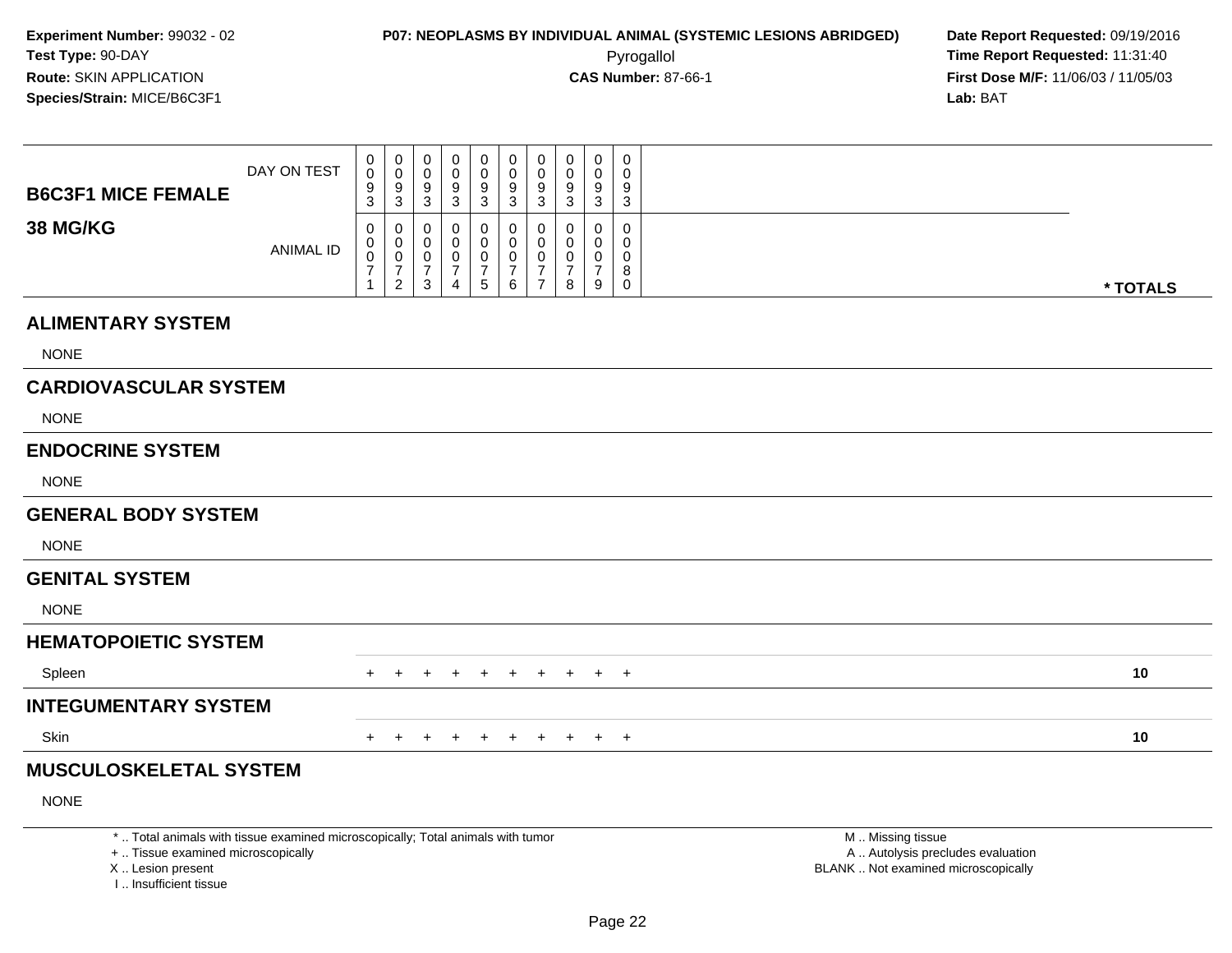**Experiment Number:** 99032 - 02
**Test Type:** 90-DAY
**Route:** SKIN APPLICATION
**Species/Strain:** MICE/B6C3F1

**P07: NEOPLASMS BY INDIVIDUAL ANIMAL (SYSTEMIC LESIONS ABRIDGED)**
Pyrogallol
**CAS Number:** 87-66-1

**Date Report Requested:** 09/19/2016
**Time Report Requested:** 11:31:40
**First Dose M/F:** 11/06/03 / 11/05/03
**Lab:** BAT

| B6C3F1 MICE FEMALE 38 MG/KG | | | | | | | | | | | |
|---|---|---|---|---|---|---|---|---|---|---|---|
| DAY ON TEST | 0093 | 0093 | 0093 | 0093 | 0093 | 0093 | 0093 | 0093 | 0093 | 0093 | |
| ANIMAL ID | 00071 | 00072 | 00073 | 00074 | 00075 | 00076 | 00077 | 00078 | 00079 | 00080 | * TOTALS |
| **ALIMENTARY SYSTEM** | | | | | | | | | | | |
| NONE | | | | | | | | | | | |
| **CARDIOVASCULAR SYSTEM** | | | | | | | | | | | |
| NONE | | | | | | | | | | | |
| **ENDOCRINE SYSTEM** | | | | | | | | | | | |
| NONE | | | | | | | | | | | |
| **GENERAL BODY SYSTEM** | | | | | | | | | | | |
| NONE | | | | | | | | | | | |
| **GENITAL SYSTEM** | | | | | | | | | | | |
| NONE | | | | | | | | | | | |
| **HEMATOPOIETIC SYSTEM** | | | | | | | | | | | |
| Spleen | + | + | + | + | + | + | + | + | + | + | 10 |
| **INTEGUMENTARY SYSTEM** | | | | | | | | | | | |
| Skin | + | + | + | + | + | + | + | + | + | + | 10 |
| **MUSCULOSKELETAL SYSTEM** | | | | | | | | | | | |
| NONE | | | | | | | | | | | |

* .. Total animals with tissue examined microscopically; Total animals with tumor
+ .. Tissue examined microscopically
X .. Lesion present
I .. Insufficient tissue

M .. Missing tissue
A .. Autolysis precludes evaluation
BLANK .. Not examined microscopically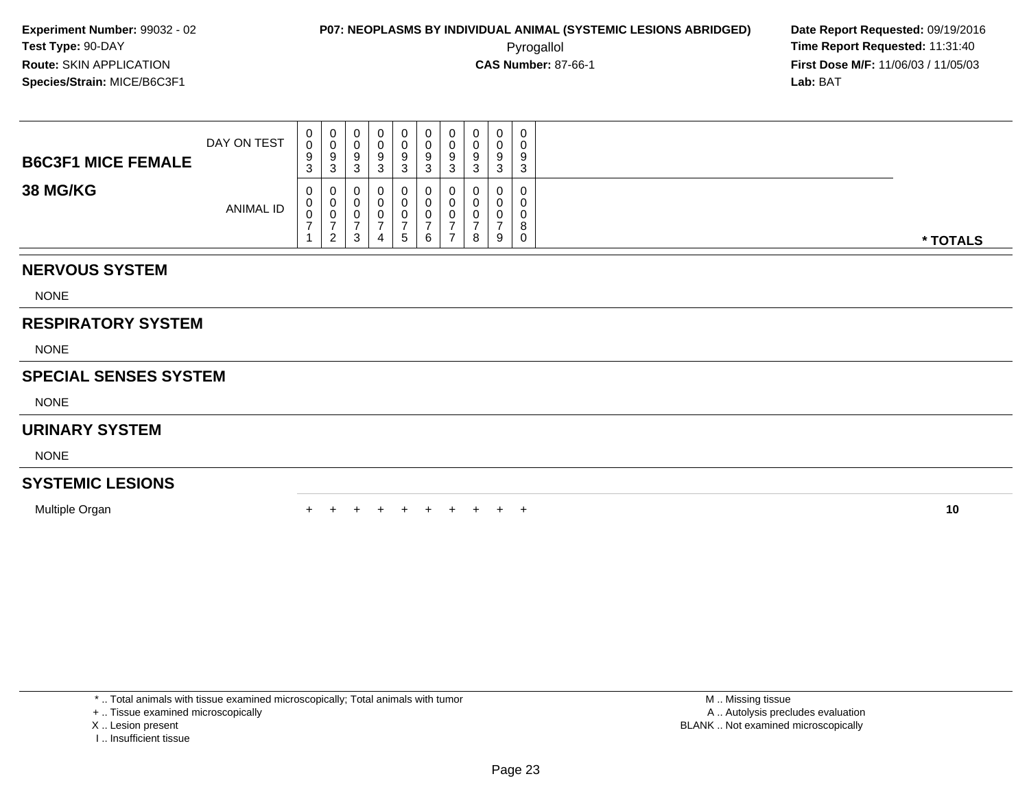**Experiment Number:** 99032 - 02
**Test Type:** 90-DAY
**Route:** SKIN APPLICATION
**Species/Strain:** MICE/B6C3F1

**P07: NEOPLASMS BY INDIVIDUAL ANIMAL (SYSTEMIC LESIONS ABRIDGED)**
Pyrogallol
**CAS Number:** 87-66-1

**Date Report Requested:** 09/19/2016
**Time Report Requested:** 11:31:40
**First Dose M/F:** 11/06/03 / 11/05/03
**Lab:** BAT

| B6C3F1 MICE FEMALE 38 MG/KG | | | | | | | | | | | |
|---|---|---|---|---|---|---|---|---|---|---|---|
| DAY ON TEST | 0093 | 0093 | 0093 | 0093 | 0093 | 0093 | 0093 | 0093 | 0093 | 0093 | |
| ANIMAL ID | 00071 | 00072 | 00073 | 00074 | 00075 | 00076 | 00077 | 00078 | 00079 | 00080 | * TOTALS |
| **NERVOUS SYSTEM** | | | | | | | | | | | |
| NONE | | | | | | | | | | | |
| **RESPIRATORY SYSTEM** | | | | | | | | | | | |
| NONE | | | | | | | | | | | |
| **SPECIAL SENSES SYSTEM** | | | | | | | | | | | |
| NONE | | | | | | | | | | | |
| **URINARY SYSTEM** | | | | | | | | | | | |
| NONE | | | | | | | | | | | |
| **SYSTEMIC LESIONS** | | | | | | | | | | | |
| Multiple Organ | + | + | + | + | + | + | + | + | + | + | 10 |

* .. Total animals with tissue examined microscopically; Total animals with tumor
+ .. Tissue examined microscopically
X .. Lesion present
I .. Insufficient tissue

M .. Missing tissue
A .. Autolysis precludes evaluation
BLANK .. Not examined microscopically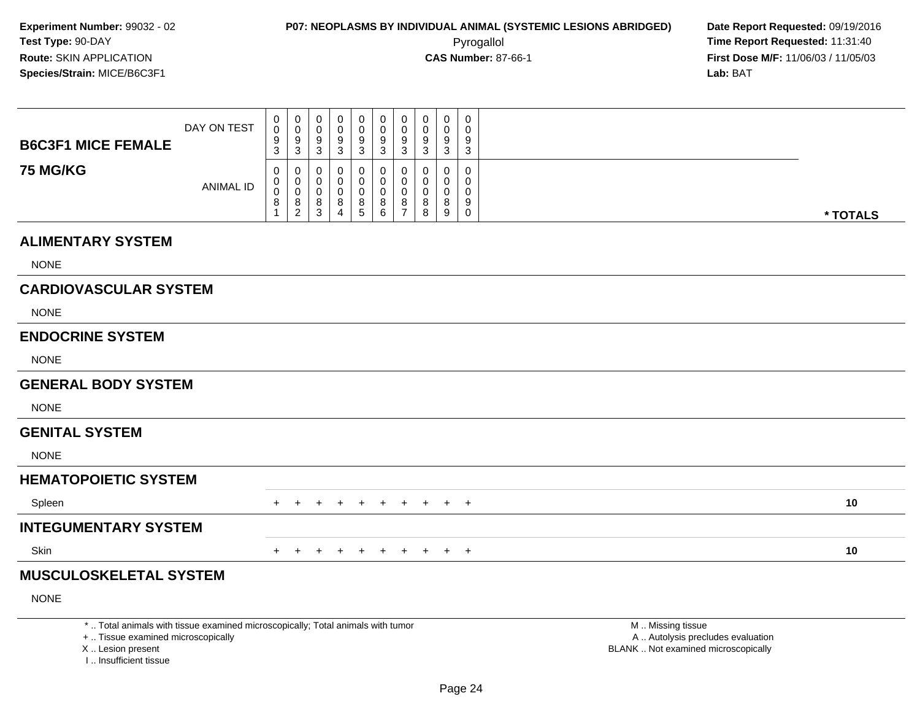**Experiment Number:** 99032 - 02
**Test Type:** 90-DAY
**Route:** SKIN APPLICATION
**Species/Strain:** MICE/B6C3F1

**P07: NEOPLASMS BY INDIVIDUAL ANIMAL (SYSTEMIC LESIONS ABRIDGED)**
Pyrogallol
**CAS Number:** 87-66-1

**Date Report Requested:** 09/19/2016
**Time Report Requested:** 11:31:40
**First Dose M/F:** 11/06/03 / 11/05/03
**Lab:** BAT

| **B6C3F1 MICE FEMALE** / **75 MG/KG** | | | | | | | | | | | |
|---|---|---|---|---|---|---|---|---|---|---|---|
| DAY ON TEST | 0093 | 0093 | 0093 | 0093 | 0093 | 0093 | 0093 | 0093 | 0093 | 0093 | |
| ANIMAL ID | 00081 | 00082 | 00083 | 00084 | 00085 | 00086 | 00087 | 00088 | 00089 | 00090 | * TOTALS |
| **ALIMENTARY SYSTEM** | | | | | | | | | | | |
| NONE | | | | | | | | | | | |
| **CARDIOVASCULAR SYSTEM** | | | | | | | | | | | |
| NONE | | | | | | | | | | | |
| **ENDOCRINE SYSTEM** | | | | | | | | | | | |
| NONE | | | | | | | | | | | |
| **GENERAL BODY SYSTEM** | | | | | | | | | | | |
| NONE | | | | | | | | | | | |
| **GENITAL SYSTEM** | | | | | | | | | | | |
| NONE | | | | | | | | | | | |
| **HEMATOPOIETIC SYSTEM** | | | | | | | | | | | |
| Spleen | + | + | + | + | + | + | + | + | + | + | 10 |
| **INTEGUMENTARY SYSTEM** | | | | | | | | | | | |
| Skin | + | + | + | + | + | + | + | + | + | + | 10 |
| **MUSCULOSKELETAL SYSTEM** | | | | | | | | | | | |
| NONE | | | | | | | | | | | |

\* .. Total animals with tissue examined microscopically; Total animals with tumor
\+ .. Tissue examined microscopically
X .. Lesion present
I .. Insufficient tissue

M .. Missing tissue
A .. Autolysis precludes evaluation
BLANK .. Not examined microscopically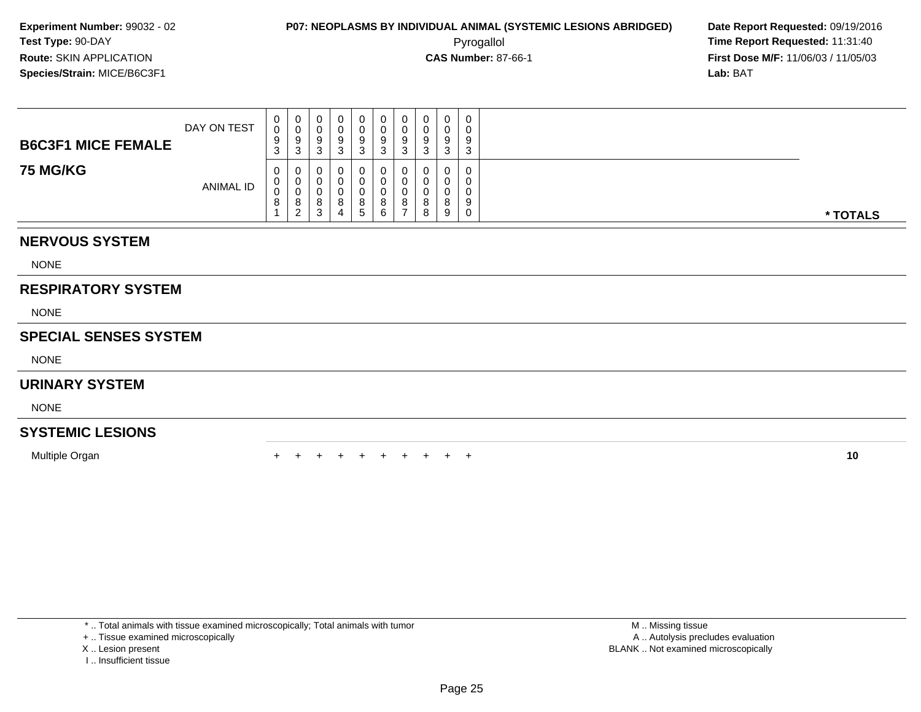**Experiment Number:** 99032 - 02
**Test Type:** 90-DAY
**Route:** SKIN APPLICATION
**Species/Strain:** MICE/B6C3F1

**P07: NEOPLASMS BY INDIVIDUAL ANIMAL (SYSTEMIC LESIONS ABRIDGED)**
Pyrogallol
**CAS Number:** 87-66-1

**Date Report Requested:** 09/19/2016
**Time Report Requested:** 11:31:40
**First Dose M/F:** 11/06/03 / 11/05/03
**Lab:** BAT

| B6C3F1 MICE FEMALE 75 MG/KG | | | | | | | | | | | |
|---|---|---|---|---|---|---|---|---|---|---|---|
| DAY ON TEST | 0093 | 0093 | 0093 | 0093 | 0093 | 0093 | 0093 | 0093 | 0093 | 0093 | |
| ANIMAL ID | 00081 | 00082 | 00083 | 00084 | 00085 | 00086 | 00087 | 00088 | 00089 | 00090 | * TOTALS |
| **NERVOUS SYSTEM** | | | | | | | | | | | |
| NONE | | | | | | | | | | | |
| **RESPIRATORY SYSTEM** | | | | | | | | | | | |
| NONE | | | | | | | | | | | |
| **SPECIAL SENSES SYSTEM** | | | | | | | | | | | |
| NONE | | | | | | | | | | | |
| **URINARY SYSTEM** | | | | | | | | | | | |
| NONE | | | | | | | | | | | |
| **SYSTEMIC LESIONS** | | | | | | | | | | | |
| Multiple Organ | + | + | + | + | + | + | + | + | + | + | 10 |

* .. Total animals with tissue examined microscopically; Total animals with tumor
+ .. Tissue examined microscopically
X .. Lesion present
I .. Insufficient tissue

M .. Missing tissue
A .. Autolysis precludes evaluation
BLANK .. Not examined microscopically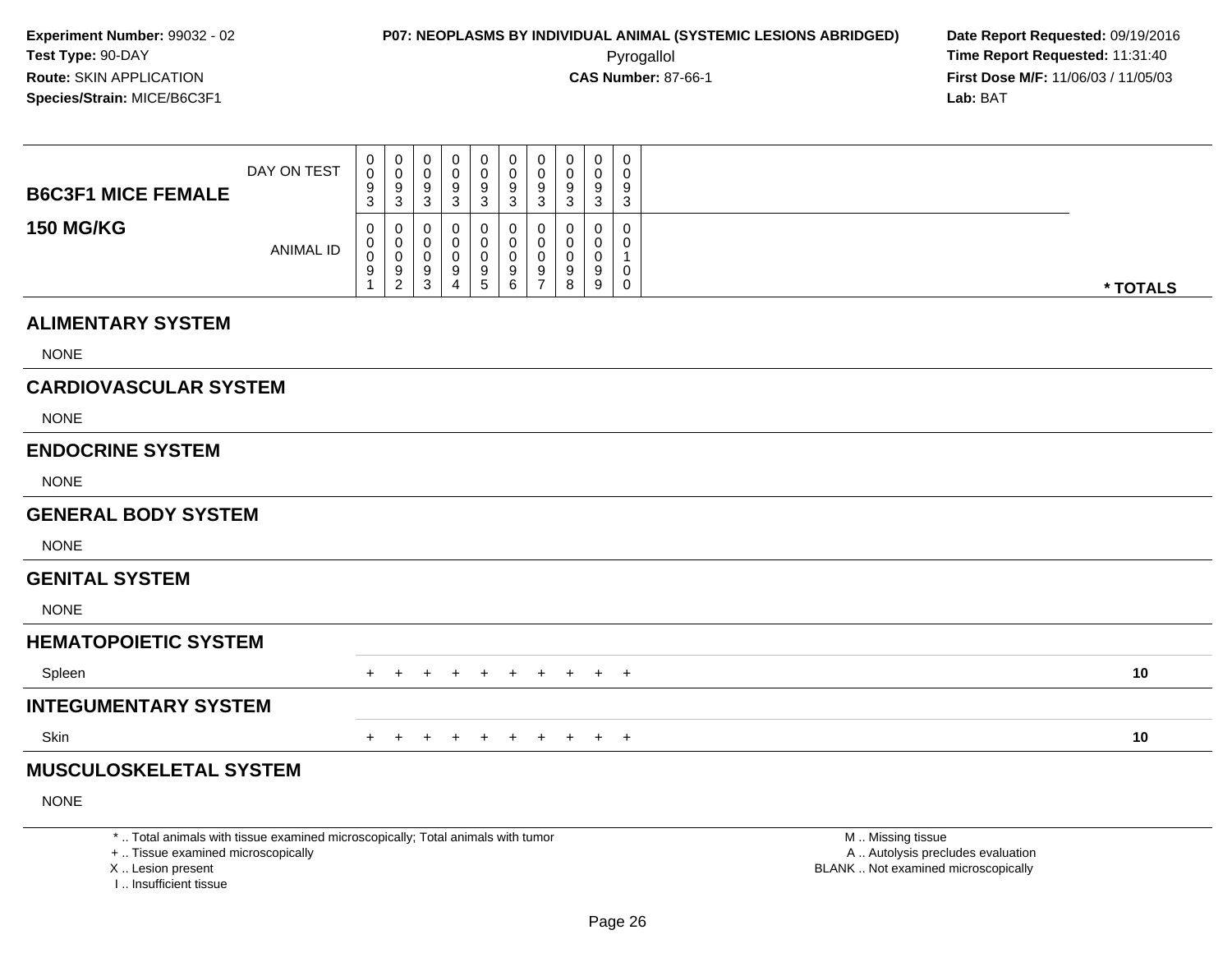**Experiment Number:** 99032 - 02
**Test Type:** 90-DAY
**Route:** SKIN APPLICATION
**Species/Strain:** MICE/B6C3F1

**P07: NEOPLASMS BY INDIVIDUAL ANIMAL (SYSTEMIC LESIONS ABRIDGED)**
Pyrogallol
**CAS Number:** 87-66-1

**Date Report Requested:** 09/19/2016
**Time Report Requested:** 11:31:40
**First Dose M/F:** 11/06/03 / 11/05/03
**Lab:** BAT

| B6C3F1 MICE FEMALE 150 MG/KG | | | | | | | | | | | |
|---|---|---|---|---|---|---|---|---|---|---|---|
| DAY ON TEST | 0093 | 0093 | 0093 | 0093 | 0093 | 0093 | 0093 | 0093 | 0093 | 0093 | |
| ANIMAL ID | 00091 | 00092 | 00093 | 00094 | 00095 | 00096 | 00097 | 00098 | 00099 | 00100 | * TOTALS |
| **ALIMENTARY SYSTEM** | | | | | | | | | | | |
| NONE | | | | | | | | | | | |
| **CARDIOVASCULAR SYSTEM** | | | | | | | | | | | |
| NONE | | | | | | | | | | | |
| **ENDOCRINE SYSTEM** | | | | | | | | | | | |
| NONE | | | | | | | | | | | |
| **GENERAL BODY SYSTEM** | | | | | | | | | | | |
| NONE | | | | | | | | | | | |
| **GENITAL SYSTEM** | | | | | | | | | | | |
| NONE | | | | | | | | | | | |
| **HEMATOPOIETIC SYSTEM** | | | | | | | | | | | |
| Spleen | + | + | + | + | + | + | + | + | + | + | 10 |
| **INTEGUMENTARY SYSTEM** | | | | | | | | | | | |
| Skin | + | + | + | + | + | + | + | + | + | + | 10 |
| **MUSCULOSKELETAL SYSTEM** | | | | | | | | | | | |
| NONE | | | | | | | | | | | |

* .. Total animals with tissue examined microscopically; Total animals with tumor
+ .. Tissue examined microscopically
X .. Lesion present
I .. Insufficient tissue

M .. Missing tissue
A .. Autolysis precludes evaluation
BLANK .. Not examined microscopically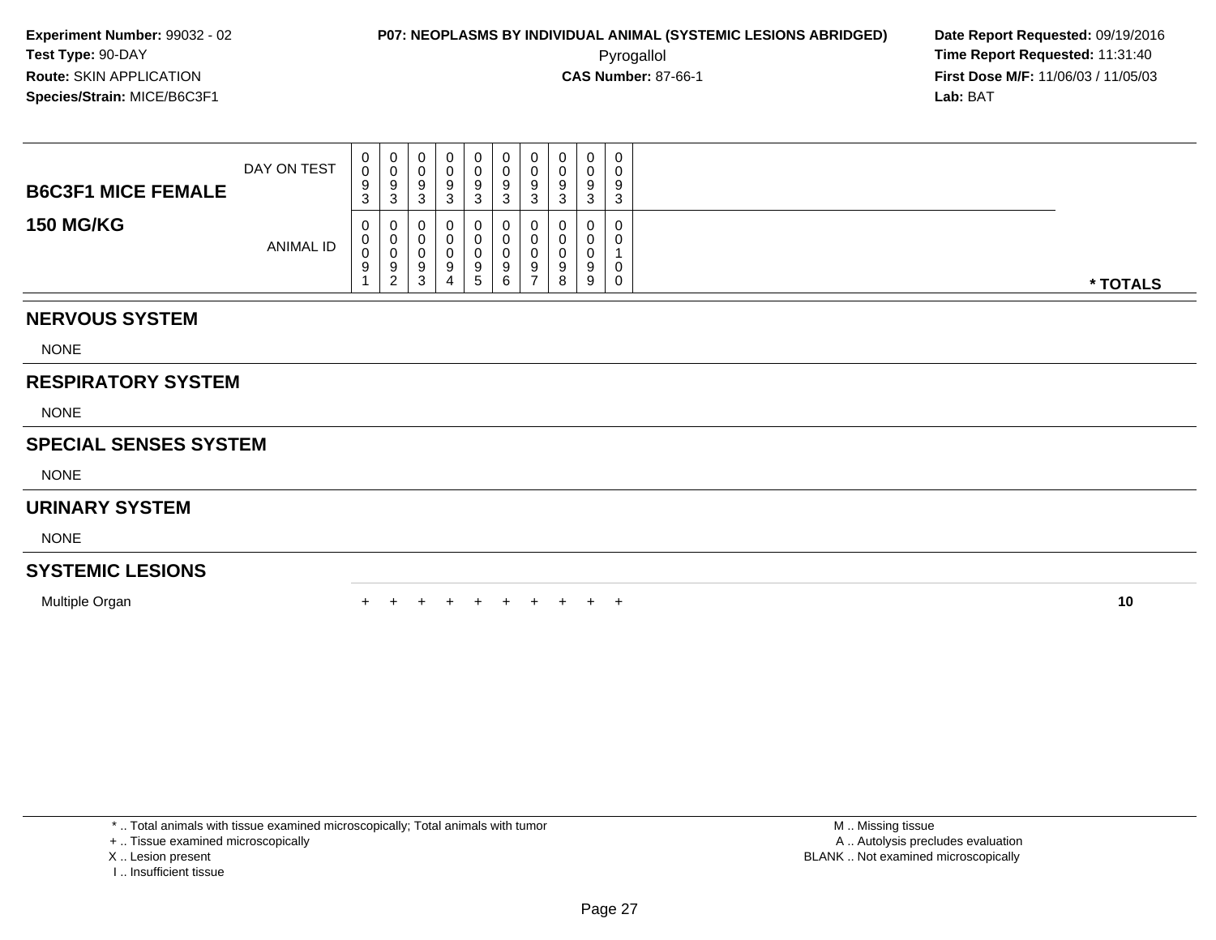**Experiment Number:** 99032 - 02
**Test Type:** 90-DAY
**Route:** SKIN APPLICATION
**Species/Strain:** MICE/B6C3F1

**P07: NEOPLASMS BY INDIVIDUAL ANIMAL (SYSTEMIC LESIONS ABRIDGED)**
Pyrogallol
**CAS Number:** 87-66-1

**Date Report Requested:** 09/19/2016
**Time Report Requested:** 11:31:40
**First Dose M/F:** 11/06/03 / 11/05/03
**Lab:** BAT

| B6C3F1 MICE FEMALE 150 MG/KG | | | | | | | | | | | |
|---|---|---|---|---|---|---|---|---|---|---|---|
| DAY ON TEST | 0093 | 0093 | 0093 | 0093 | 0093 | 0093 | 0093 | 0093 | 0093 | 0093 | |
| ANIMAL ID | 00091 | 00092 | 00093 | 00094 | 00095 | 00096 | 00097 | 00098 | 00099 | 00100 | * TOTALS |
| **NERVOUS SYSTEM** | | | | | | | | | | | |
| NONE | | | | | | | | | | | |
| **RESPIRATORY SYSTEM** | | | | | | | | | | | |
| NONE | | | | | | | | | | | |
| **SPECIAL SENSES SYSTEM** | | | | | | | | | | | |
| NONE | | | | | | | | | | | |
| **URINARY SYSTEM** | | | | | | | | | | | |
| NONE | | | | | | | | | | | |
| **SYSTEMIC LESIONS** | | | | | | | | | | | |
| Multiple Organ | + | + | + | + | + | + | + | + | + | + | **10** |

* .. Total animals with tissue examined microscopically; Total animals with tumor
+ .. Tissue examined microscopically
X .. Lesion present
I .. Insufficient tissue

M .. Missing tissue
A .. Autolysis precludes evaluation
BLANK .. Not examined microscopically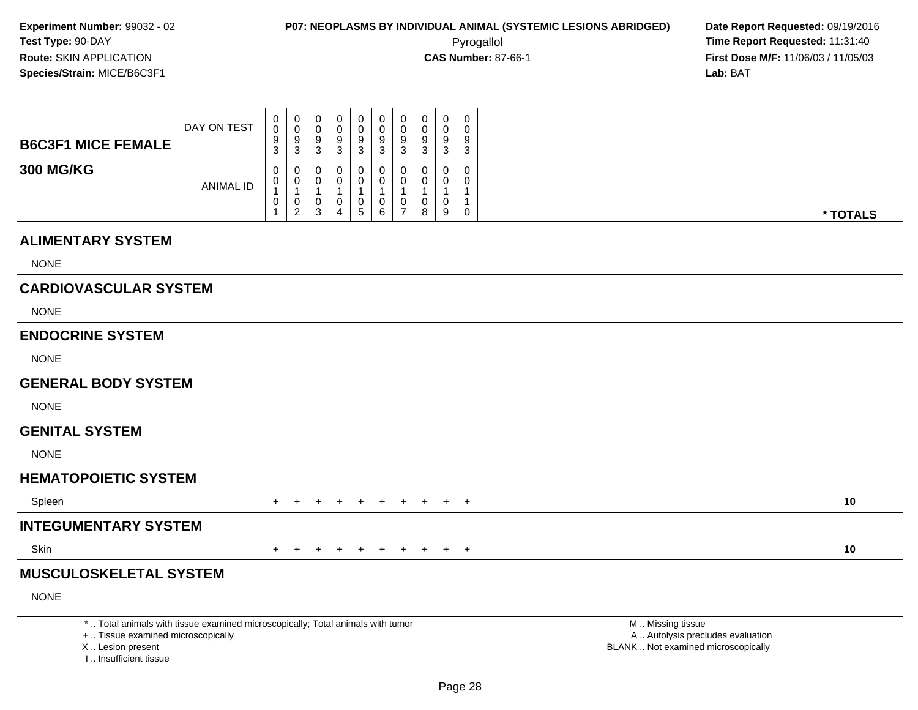**Experiment Number:** 99032 - 02
**Test Type:** 90-DAY
**Route:** SKIN APPLICATION
**Species/Strain:** MICE/B6C3F1

**P07: NEOPLASMS BY INDIVIDUAL ANIMAL (SYSTEMIC LESIONS ABRIDGED)**
Pyrogallol
**CAS Number:** 87-66-1

**Date Report Requested:** 09/19/2016
**Time Report Requested:** 11:31:40
**First Dose M/F:** 11/06/03 / 11/05/03
**Lab:** BAT

| **B6C3F1 MICE FEMALE** DAY ON TEST | 0093 | 0093 | 0093 | 0093 | 0093 | 0093 | 0093 | 0093 | 0093 | 0093 | |
|---|---|---|---|---|---|---|---|---|---|---|---|
| **300 MG/KG** ANIMAL ID | 00101 | 00102 | 00103 | 00104 | 00105 | 00106 | 00107 | 00108 | 00109 | 00110 | *** TOTALS** |
| **ALIMENTARY SYSTEM** | | | | | | | | | | | |
| NONE | | | | | | | | | | | |
| **CARDIOVASCULAR SYSTEM** | | | | | | | | | | | |
| NONE | | | | | | | | | | | |
| **ENDOCRINE SYSTEM** | | | | | | | | | | | |
| NONE | | | | | | | | | | | |
| **GENERAL BODY SYSTEM** | | | | | | | | | | | |
| NONE | | | | | | | | | | | |
| **GENITAL SYSTEM** | | | | | | | | | | | |
| NONE | | | | | | | | | | | |
| **HEMATOPOIETIC SYSTEM** | | | | | | | | | | | |
| Spleen | + | + | + | + | + | + | + | + | + | + | **10** |
| **INTEGUMENTARY SYSTEM** | | | | | | | | | | | |
| Skin | + | + | + | + | + | + | + | + | + | + | **10** |
| **MUSCULOSKELETAL SYSTEM** | | | | | | | | | | | |
| NONE | | | | | | | | | | | |

* .. Total animals with tissue examined microscopically; Total animals with tumor
+ .. Tissue examined microscopically
X .. Lesion present
I .. Insufficient tissue

M .. Missing tissue
A .. Autolysis precludes evaluation
BLANK .. Not examined microscopically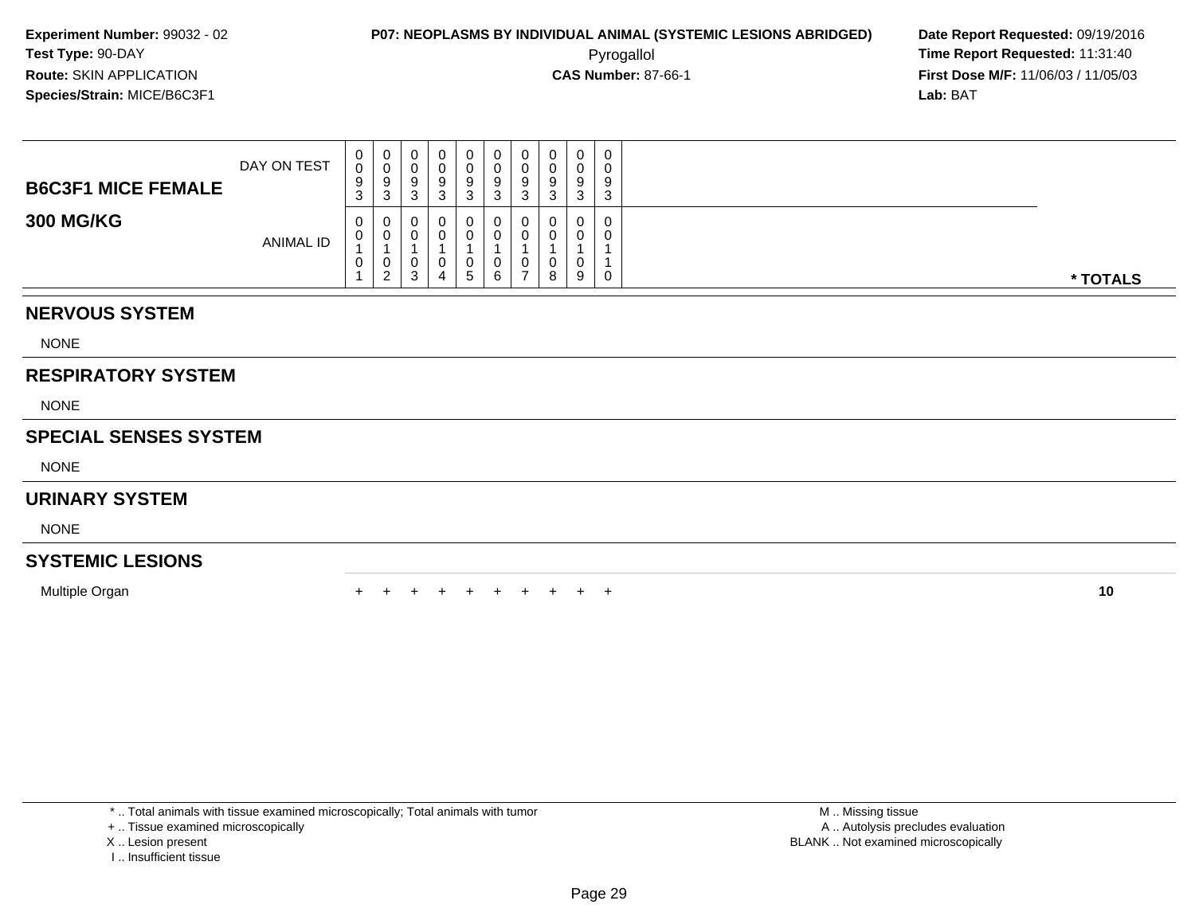**Experiment Number:** 99032 - 02
**Test Type:** 90-DAY
**Route:** SKIN APPLICATION
**Species/Strain:** MICE/B6C3F1

**P07: NEOPLASMS BY INDIVIDUAL ANIMAL (SYSTEMIC LESIONS ABRIDGED)**
Pyrogallol
**CAS Number:** 87-66-1

**Date Report Requested:** 09/19/2016
**Time Report Requested:** 11:31:40
**First Dose M/F:** 11/06/03 / 11/05/03
**Lab:** BAT

| B6C3F1 MICE FEMALE 300 MG/KG | | | | | | | | | | | |
|---|---|---|---|---|---|---|---|---|---|---|---|
| DAY ON TEST | 0093 | 0093 | 0093 | 0093 | 0093 | 0093 | 0093 | 0093 | 0093 | 0093 | |
| ANIMAL ID | 00101 | 00102 | 00103 | 00104 | 00105 | 00106 | 00107 | 00108 | 00109 | 00110 | * TOTALS |
| **NERVOUS SYSTEM** | | | | | | | | | | | |
| NONE | | | | | | | | | | | |
| **RESPIRATORY SYSTEM** | | | | | | | | | | | |
| NONE | | | | | | | | | | | |
| **SPECIAL SENSES SYSTEM** | | | | | | | | | | | |
| NONE | | | | | | | | | | | |
| **URINARY SYSTEM** | | | | | | | | | | | |
| NONE | | | | | | | | | | | |
| **SYSTEMIC LESIONS** | | | | | | | | | | | |
| Multiple Organ | + | + | + | + | + | + | + | + | + | + | 10 |

* .. Total animals with tissue examined microscopically; Total animals with tumor
+ .. Tissue examined microscopically
X .. Lesion present
I .. Insufficient tissue

M .. Missing tissue
A .. Autolysis precludes evaluation
BLANK .. Not examined microscopically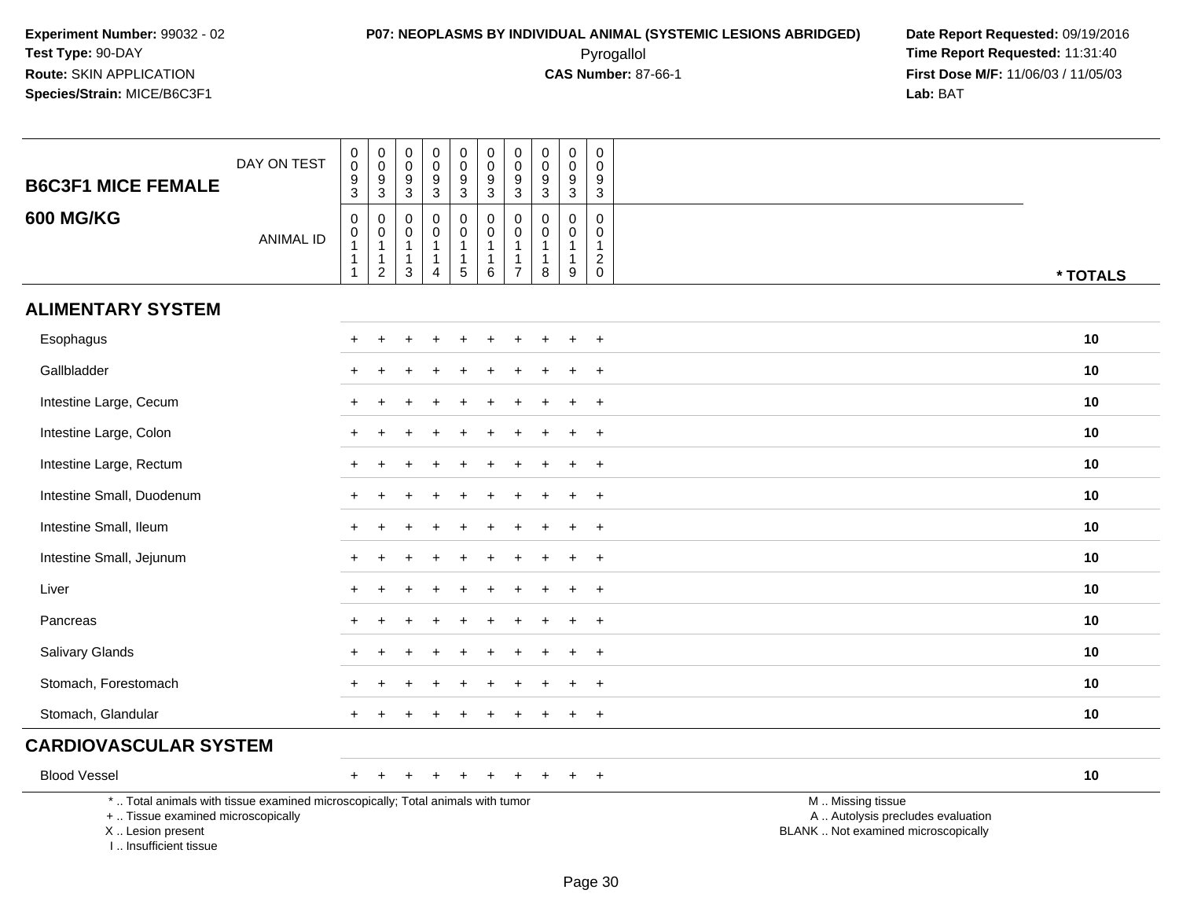**Experiment Number:** 99032 - 02
**Test Type:** 90-DAY
**Route:** SKIN APPLICATION
**Species/Strain:** MICE/B6C3F1

**P07: NEOPLASMS BY INDIVIDUAL ANIMAL (SYSTEMIC LESIONS ABRIDGED)**
Pyrogallol
**CAS Number:** 87-66-1

**Date Report Requested:** 09/19/2016
**Time Report Requested:** 11:31:40
**First Dose M/F:** 11/06/03 / 11/05/03
**Lab:** BAT

| B6C3F1 MICE FEMALE 600 MG/KG | | | | | | | | | | | |
|---|---|---|---|---|---|---|---|---|---|---|---|
| DAY ON TEST | 0093 | 0093 | 0093 | 0093 | 0093 | 0093 | 0093 | 0093 | 0093 | 0093 | |
| ANIMAL ID | 00111 | 00112 | 00113 | 00114 | 00115 | 00116 | 00117 | 00118 | 00119 | 00120 | * TOTALS |
| **ALIMENTARY SYSTEM** | | | | | | | | | | | |
| Esophagus | + | + | + | + | + | + | + | + | + | + | 10 |
| Gallbladder | + | + | + | + | + | + | + | + | + | + | 10 |
| Intestine Large, Cecum | + | + | + | + | + | + | + | + | + | + | 10 |
| Intestine Large, Colon | + | + | + | + | + | + | + | + | + | + | 10 |
| Intestine Large, Rectum | + | + | + | + | + | + | + | + | + | + | 10 |
| Intestine Small, Duodenum | + | + | + | + | + | + | + | + | + | + | 10 |
| Intestine Small, Ileum | + | + | + | + | + | + | + | + | + | + | 10 |
| Intestine Small, Jejunum | + | + | + | + | + | + | + | + | + | + | 10 |
| Liver | + | + | + | + | + | + | + | + | + | + | 10 |
| Pancreas | + | + | + | + | + | + | + | + | + | + | 10 |
| Salivary Glands | + | + | + | + | + | + | + | + | + | + | 10 |
| Stomach, Forestomach | + | + | + | + | + | + | + | + | + | + | 10 |
| Stomach, Glandular | + | + | + | + | + | + | + | + | + | + | 10 |
| **CARDIOVASCULAR SYSTEM** | | | | | | | | | | | |
| Blood Vessel | + | + | + | + | + | + | + | + | + | + | 10 |

\* .. Total animals with tissue examined microscopically; Total animals with tumor
\+ .. Tissue examined microscopically
X .. Lesion present
I .. Insufficient tissue

M .. Missing tissue
A .. Autolysis precludes evaluation
BLANK .. Not examined microscopically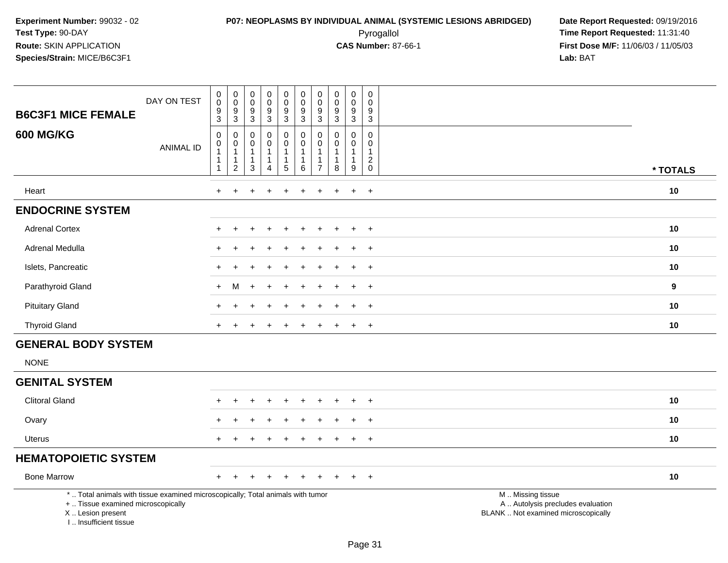**Experiment Number:** 99032 - 02
**Test Type:** 90-DAY
**Route:** SKIN APPLICATION
**Species/Strain:** MICE/B6C3F1

**P07: NEOPLASMS BY INDIVIDUAL ANIMAL (SYSTEMIC LESIONS ABRIDGED)**
Pyrogallol
**CAS Number:** 87-66-1

**Date Report Requested:** 09/19/2016
**Time Report Requested:** 11:31:40
**First Dose M/F:** 11/06/03 / 11/05/03
**Lab:** BAT

| B6C3F1 MICE FEMALE<br>600 MG/KG | DAY ON TEST | 0093 | 0093 | 0093 | 0093 | 0093 | 0093 | 0093 | 0093 | 0093 | 0093 | |
|---|---|---|---|---|---|---|---|---|---|---|---|---|
| | ANIMAL ID | 00111 | 00112 | 00113 | 00114 | 00115 | 00116 | 00117 | 00118 | 00119 | 00120 | * TOTALS |
| Heart | | + | + | + | + | + | + | + | + | + | + | 10 |
| **ENDOCRINE SYSTEM** | | | | | | | | | | | | |
| Adrenal Cortex | | + | + | + | + | + | + | + | + | + | + | 10 |
| Adrenal Medulla | | + | + | + | + | + | + | + | + | + | + | 10 |
| Islets, Pancreatic | | + | + | + | + | + | + | + | + | + | + | 10 |
| Parathyroid Gland | | + | M | + | + | + | + | + | + | + | + | 9 |
| Pituitary Gland | | + | + | + | + | + | + | + | + | + | + | 10 |
| Thyroid Gland | | + | + | + | + | + | + | + | + | + | + | 10 |
| **GENERAL BODY SYSTEM** | | | | | | | | | | | | |
| NONE | | | | | | | | | | | | |
| **GENITAL SYSTEM** | | | | | | | | | | | | |
| Clitoral Gland | | + | + | + | + | + | + | + | + | + | + | 10 |
| Ovary | | + | + | + | + | + | + | + | + | + | + | 10 |
| Uterus | | + | + | + | + | + | + | + | + | + | + | 10 |
| **HEMATOPOIETIC SYSTEM** | | | | | | | | | | | | |
| Bone Marrow | | + | + | + | + | + | + | + | + | + | + | 10 |

\* .. Total animals with tissue examined microscopically; Total animals with tumor
\+ .. Tissue examined microscopically
X .. Lesion present
I .. Insufficient tissue

M .. Missing tissue
A .. Autolysis precludes evaluation
BLANK .. Not examined microscopically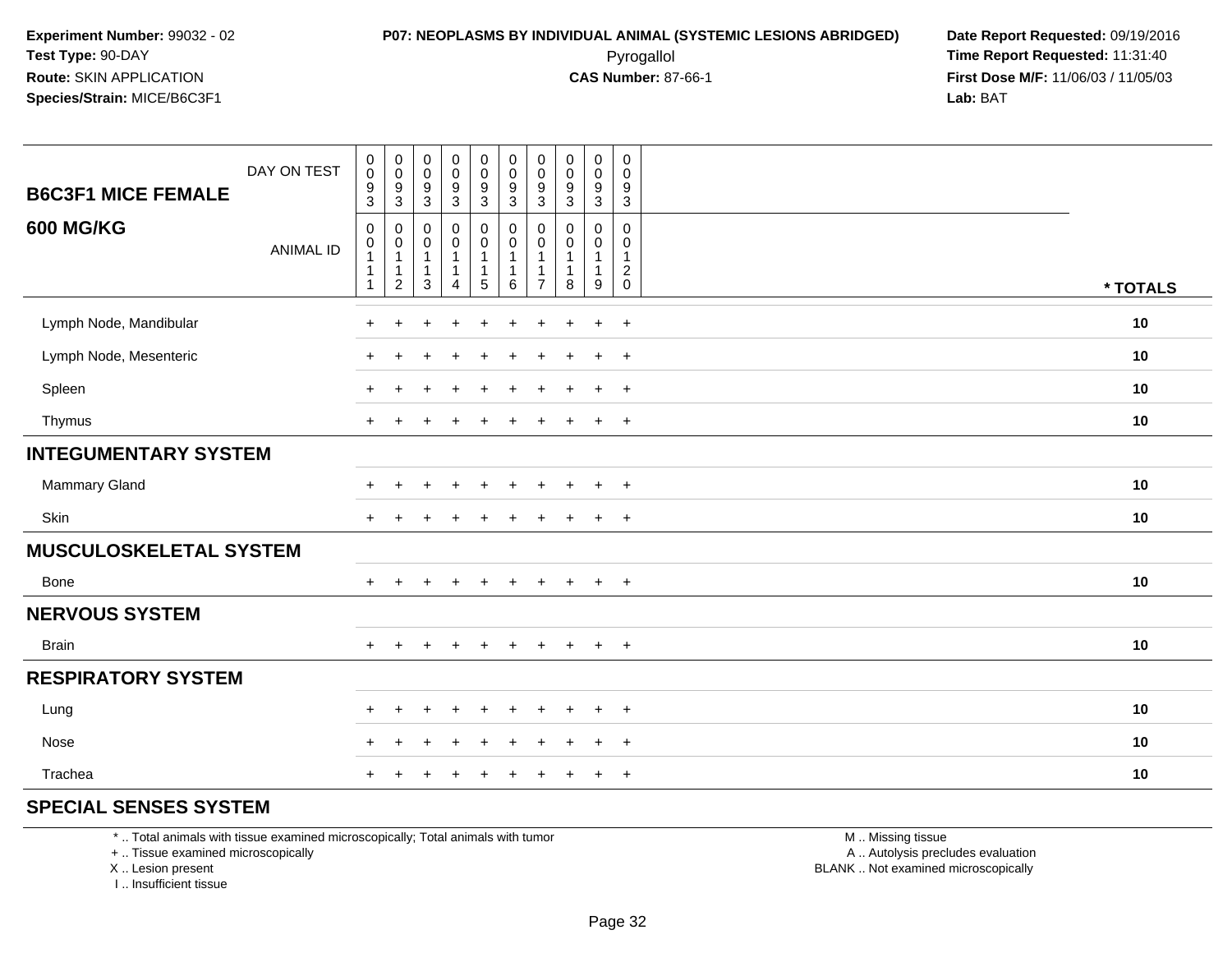**Experiment Number:** 99032 - 02
**Test Type:** 90-DAY
**Route:** SKIN APPLICATION
**Species/Strain:** MICE/B6C3F1

**P07: NEOPLASMS BY INDIVIDUAL ANIMAL (SYSTEMIC LESIONS ABRIDGED)**
Pyrogallol
**CAS Number:** 87-66-1

**Date Report Requested:** 09/19/2016
**Time Report Requested:** 11:31:40
**First Dose M/F:** 11/06/03 / 11/05/03
**Lab:** BAT

| B6C3F1 MICE FEMALE 600 MG/KG | | | | | | | | | | | |
|---|---|---|---|---|---|---|---|---|---|---|---|
| DAY ON TEST | 0093 | 0093 | 0093 | 0093 | 0093 | 0093 | 0093 | 0093 | 0093 | 0093 | |
| ANIMAL ID | 00111 | 00112 | 00113 | 00114 | 00115 | 00116 | 00117 | 00118 | 00119 | 00120 | * TOTALS |
| Lymph Node, Mandibular | + | + | + | + | + | + | + | + | + | + | 10 |
| Lymph Node, Mesenteric | + | + | + | + | + | + | + | + | + | + | 10 |
| Spleen | + | + | + | + | + | + | + | + | + | + | 10 |
| Thymus | + | + | + | + | + | + | + | + | + | + | 10 |
| **INTEGUMENTARY SYSTEM** | | | | | | | | | | | |
| Mammary Gland | + | + | + | + | + | + | + | + | + | + | 10 |
| Skin | + | + | + | + | + | + | + | + | + | + | 10 |
| **MUSCULOSKELETAL SYSTEM** | | | | | | | | | | | |
| Bone | + | + | + | + | + | + | + | + | + | + | 10 |
| **NERVOUS SYSTEM** | | | | | | | | | | | |
| Brain | + | + | + | + | + | + | + | + | + | + | 10 |
| **RESPIRATORY SYSTEM** | | | | | | | | | | | |
| Lung | + | + | + | + | + | + | + | + | + | + | 10 |
| Nose | + | + | + | + | + | + | + | + | + | + | 10 |
| Trachea | + | + | + | + | + | + | + | + | + | + | 10 |
| **SPECIAL SENSES SYSTEM** | | | | | | | | | | | |

* .. Total animals with tissue examined microscopically; Total animals with tumor
+ .. Tissue examined microscopically
X .. Lesion present
I .. Insufficient tissue

M .. Missing tissue
A .. Autolysis precludes evaluation
BLANK .. Not examined microscopically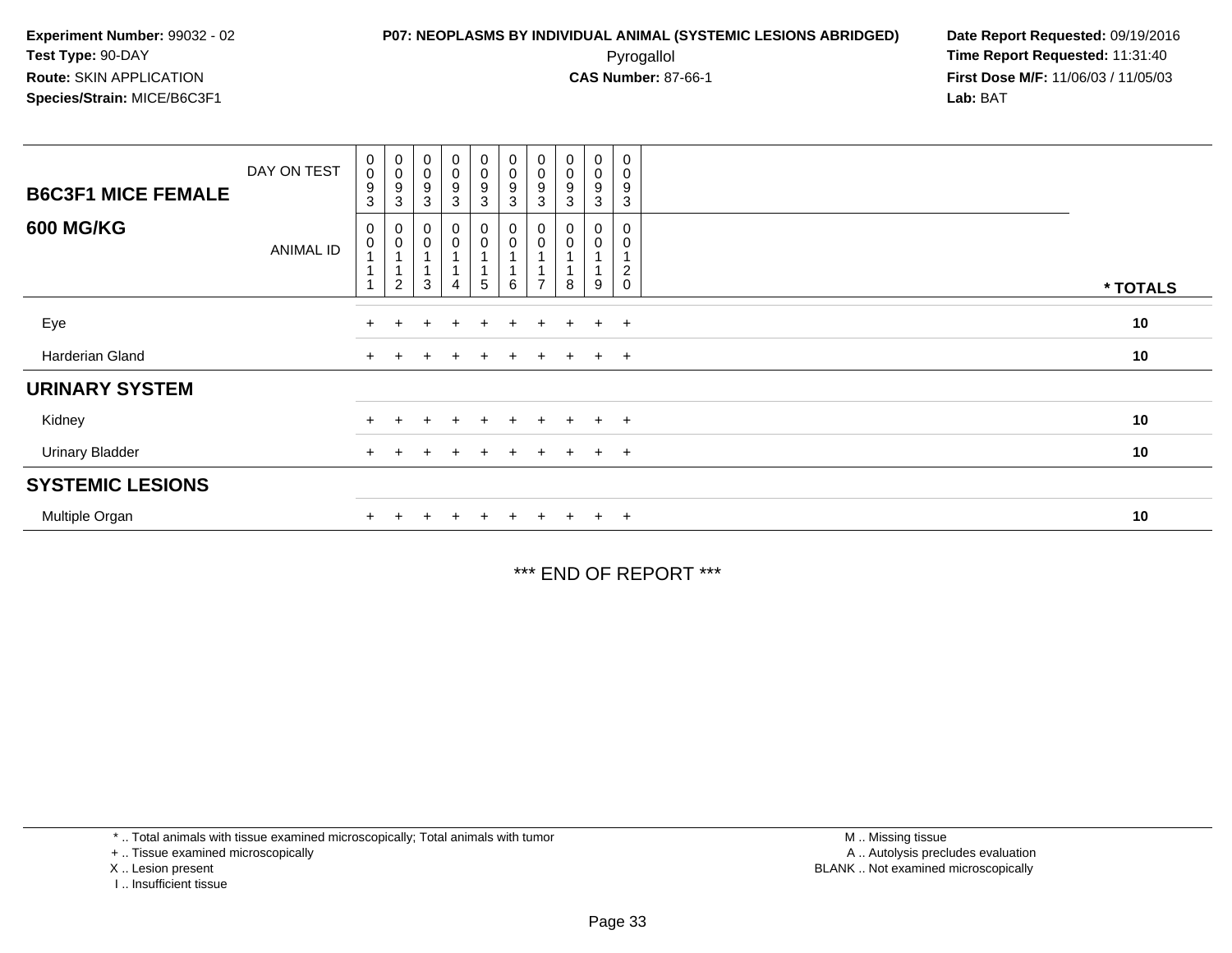**Experiment Number:** 99032 - 02
**Test Type:** 90-DAY
**Route:** SKIN APPLICATION
**Species/Strain:** MICE/B6C3F1

**P07: NEOPLASMS BY INDIVIDUAL ANIMAL (SYSTEMIC LESIONS ABRIDGED)**
Pyrogallol
**CAS Number:** 87-66-1

**Date Report Requested:** 09/19/2016
**Time Report Requested:** 11:31:40
**First Dose M/F:** 11/06/03 / 11/05/03
**Lab:** BAT

| B6C3F1 MICE FEMALE 600 MG/KG | | | | | | | | | | | |
|---|---|---|---|---|---|---|---|---|---|---|---|
| DAY ON TEST | 0093 | 0093 | 0093 | 0093 | 0093 | 0093 | 0093 | 0093 | 0093 | 0093 | |
| ANIMAL ID | 00111 | 00112 | 00113 | 00114 | 00115 | 00116 | 00117 | 00118 | 00119 | 00120 | * TOTALS |
| Eye | + | + | + | + | + | + | + | + | + | + | 10 |
| Harderian Gland | + | + | + | + | + | + | + | + | + | + | 10 |
| **URINARY SYSTEM** | | | | | | | | | | | |
| Kidney | + | + | + | + | + | + | + | + | + | + | 10 |
| Urinary Bladder | + | + | + | + | + | + | + | + | + | + | 10 |
| **SYSTEMIC LESIONS** | | | | | | | | | | | |
| Multiple Organ | + | + | + | + | + | + | + | + | + | + | 10 |

*** END OF REPORT ***

* .. Total animals with tissue examined microscopically; Total animals with tumor
+ .. Tissue examined microscopically
X .. Lesion present
I .. Insufficient tissue

M .. Missing tissue
A .. Autolysis precludes evaluation
BLANK .. Not examined microscopically